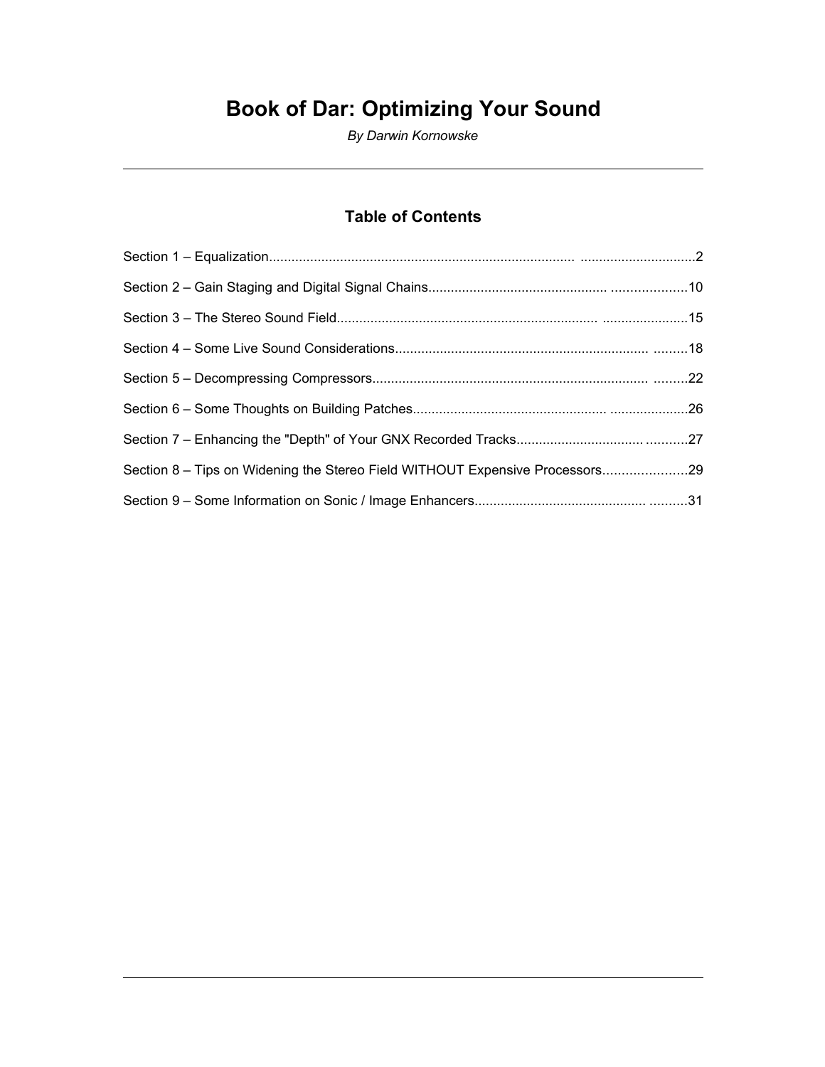# Book of Dar: Optimizing Your Sound

*By Darwin Kornowske*

---

## Table of Contents

Section 1 – Equalization..................................................................................... ...............................2

Section 2 – Gain Staging and Digital Signal Chains................................................. .....................10

Section 3 – The Stereo Sound Field......................................................................... .......................15

Section 4 – Some Live Sound Considerations................................................................... .........18

Section 5 – Decompressing Compressors......................................................................... .........22

Section 6 – Some Thoughts on Building Patches...................................................... .....................26

Section 7 – Enhancing the "Depth" of Your GNX Recorded Tracks................................ ...........27

Section 8 – Tips on Widening the Stereo Field WITHOUT Expensive Processors......................29

Section 9 – Some Information on Sonic / Image Enhancers............................................ ..........31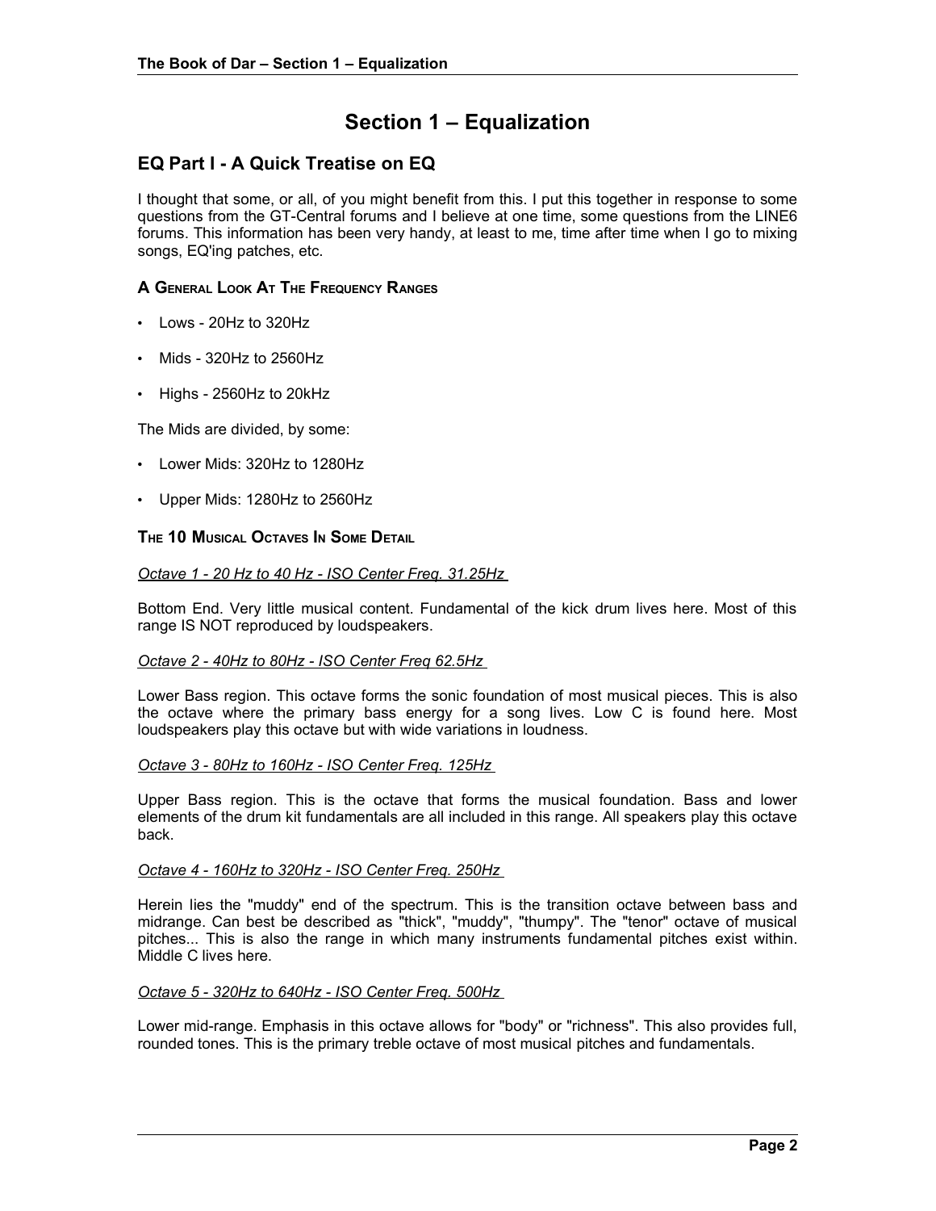# Section 1 – Equalization

## EQ Part I - A Quick Treatise on EQ

I thought that some, or all, of you might benefit from this. I put this together in response to some questions from the GT-Central forums and I believe at one time, some questions from the LINE6 forums. This information has been very handy, at least to me, time after time when I go to mixing songs, EQ'ing patches, etc.

### A General Look At The Frequency Ranges

- Lows - 20Hz to 320Hz
- Mids - 320Hz to 2560Hz
- Highs - 2560Hz to 20kHz

The Mids are divided, by some:

- Lower Mids: 320Hz to 1280Hz
- Upper Mids: 1280Hz to 2560Hz

### The 10 Musical Octaves In Some Detail

*Octave 1 - 20 Hz to 40 Hz - ISO Center Freq. 31.25Hz*

Bottom End. Very little musical content. Fundamental of the kick drum lives here. Most of this range IS NOT reproduced by loudspeakers.

*Octave 2 - 40Hz to 80Hz - ISO Center Freq 62.5Hz*

Lower Bass region. This octave forms the sonic foundation of most musical pieces. This is also the octave where the primary bass energy for a song lives. Low C is found here. Most loudspeakers play this octave but with wide variations in loudness.

*Octave 3 - 80Hz to 160Hz - ISO Center Freq. 125Hz*

Upper Bass region. This is the octave that forms the musical foundation. Bass and lower elements of the drum kit fundamentals are all included in this range. All speakers play this octave back.

*Octave 4 - 160Hz to 320Hz - ISO Center Freq. 250Hz*

Herein lies the "muddy" end of the spectrum. This is the transition octave between bass and midrange. Can best be described as "thick", "muddy", "thumpy". The "tenor" octave of musical pitches... This is also the range in which many instruments fundamental pitches exist within. Middle C lives here.

*Octave 5 - 320Hz to 640Hz - ISO Center Freq. 500Hz*

Lower mid-range. Emphasis in this octave allows for "body" or "richness". This also provides full, rounded tones. This is the primary treble octave of most musical pitches and fundamentals.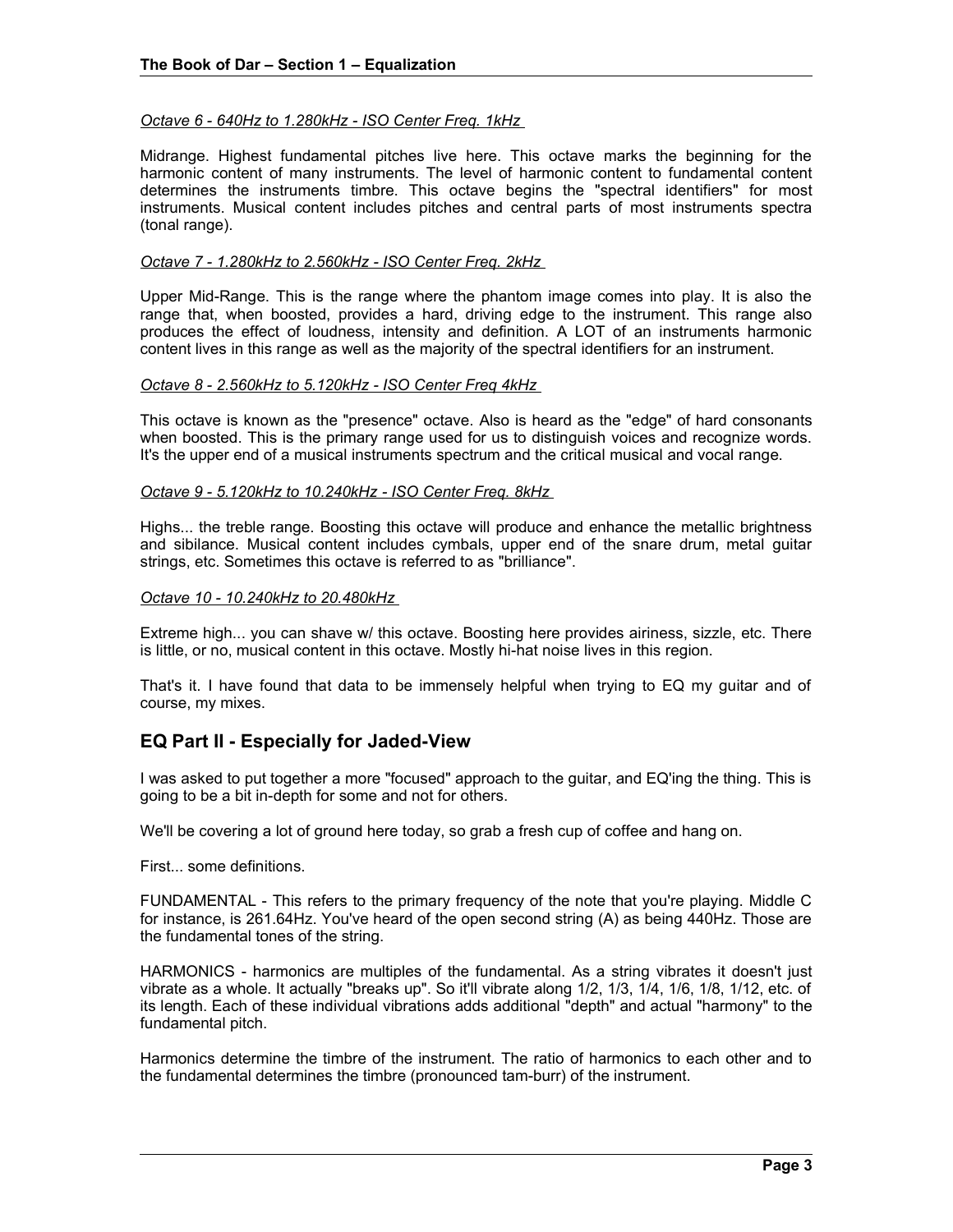*Octave 6 - 640Hz to 1.280kHz - ISO Center Freq. 1kHz*

Midrange. Highest fundamental pitches live here. This octave marks the beginning for the harmonic content of many instruments. The level of harmonic content to fundamental content determines the instruments timbre. This octave begins the "spectral identifiers" for most instruments. Musical content includes pitches and central parts of most instruments spectra (tonal range).

*Octave 7 - 1.280kHz to 2.560kHz - ISO Center Freq. 2kHz*

Upper Mid-Range. This is the range where the phantom image comes into play. It is also the range that, when boosted, provides a hard, driving edge to the instrument. This range also produces the effect of loudness, intensity and definition. A LOT of an instruments harmonic content lives in this range as well as the majority of the spectral identifiers for an instrument.

*Octave 8 - 2.560kHz to 5.120kHz - ISO Center Freq 4kHz*

This octave is known as the "presence" octave. Also is heard as the "edge" of hard consonants when boosted. This is the primary range used for us to distinguish voices and recognize words. It's the upper end of a musical instruments spectrum and the critical musical and vocal range.

*Octave 9 - 5.120kHz to 10.240kHz - ISO Center Freq. 8kHz*

Highs... the treble range. Boosting this octave will produce and enhance the metallic brightness and sibilance. Musical content includes cymbals, upper end of the snare drum, metal guitar strings, etc. Sometimes this octave is referred to as "brilliance".

*Octave 10 - 10.240kHz to 20.480kHz*

Extreme high... you can shave w/ this octave. Boosting here provides airiness, sizzle, etc. There is little, or no, musical content in this octave. Mostly hi-hat noise lives in this region.

That's it. I have found that data to be immensely helpful when trying to EQ my guitar and of course, my mixes.

## EQ Part II - Especially for Jaded-View

I was asked to put together a more "focused" approach to the guitar, and EQ'ing the thing. This is going to be a bit in-depth for some and not for others.

We'll be covering a lot of ground here today, so grab a fresh cup of coffee and hang on.

First... some definitions.

FUNDAMENTAL - This refers to the primary frequency of the note that you're playing. Middle C for instance, is 261.64Hz. You've heard of the open second string (A) as being 440Hz. Those are the fundamental tones of the string.

HARMONICS - harmonics are multiples of the fundamental. As a string vibrates it doesn't just vibrate as a whole. It actually "breaks up". So it'll vibrate along 1/2, 1/3, 1/4, 1/6, 1/8, 1/12, etc. of its length. Each of these individual vibrations adds additional "depth" and actual "harmony" to the fundamental pitch.

Harmonics determine the timbre of the instrument. The ratio of harmonics to each other and to the fundamental determines the timbre (pronounced tam-burr) of the instrument.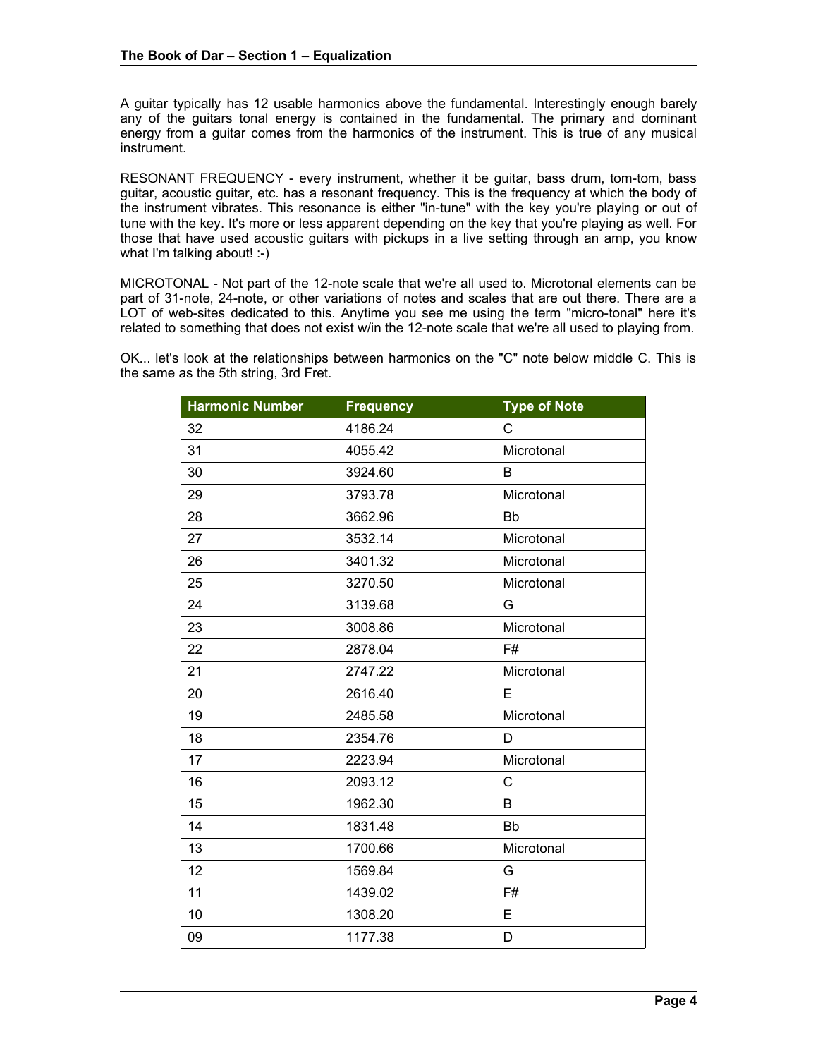A guitar typically has 12 usable harmonics above the fundamental. Interestingly enough barely any of the guitars tonal energy is contained in the fundamental. The primary and dominant energy from a guitar comes from the harmonics of the instrument. This is true of any musical instrument.

RESONANT FREQUENCY - every instrument, whether it be guitar, bass drum, tom-tom, bass guitar, acoustic guitar, etc. has a resonant frequency. This is the frequency at which the body of the instrument vibrates. This resonance is either "in-tune" with the key you're playing or out of tune with the key. It's more or less apparent depending on the key that you're playing as well. For those that have used acoustic guitars with pickups in a live setting through an amp, you know what I'm talking about! :-)

MICROTONAL - Not part of the 12-note scale that we're all used to. Microtonal elements can be part of 31-note, 24-note, or other variations of notes and scales that are out there. There are a LOT of web-sites dedicated to this. Anytime you see me using the term "micro-tonal" here it's related to something that does not exist w/in the 12-note scale that we're all used to playing from.

OK... let's look at the relationships between harmonics on the "C" note below middle C. This is the same as the 5th string, 3rd Fret.

| Harmonic Number | Frequency | Type of Note |
|---|---|---|
| 32 | 4186.24 | C |
| 31 | 4055.42 | Microtonal |
| 30 | 3924.60 | B |
| 29 | 3793.78 | Microtonal |
| 28 | 3662.96 | Bb |
| 27 | 3532.14 | Microtonal |
| 26 | 3401.32 | Microtonal |
| 25 | 3270.50 | Microtonal |
| 24 | 3139.68 | G |
| 23 | 3008.86 | Microtonal |
| 22 | 2878.04 | F# |
| 21 | 2747.22 | Microtonal |
| 20 | 2616.40 | E |
| 19 | 2485.58 | Microtonal |
| 18 | 2354.76 | D |
| 17 | 2223.94 | Microtonal |
| 16 | 2093.12 | C |
| 15 | 1962.30 | B |
| 14 | 1831.48 | Bb |
| 13 | 1700.66 | Microtonal |
| 12 | 1569.84 | G |
| 11 | 1439.02 | F# |
| 10 | 1308.20 | E |
| 09 | 1177.38 | D |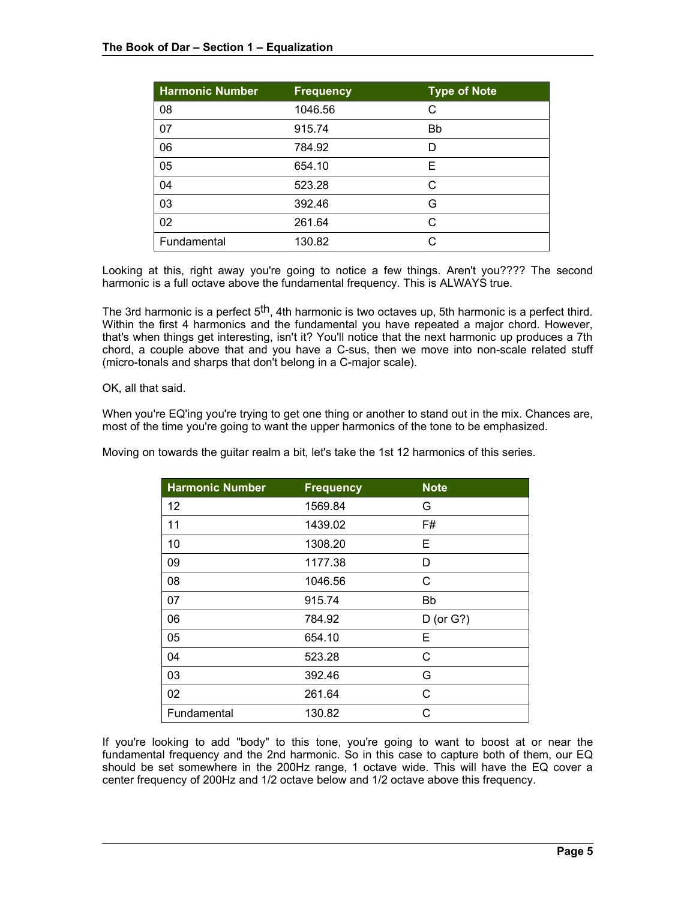| Harmonic Number | Frequency | Type of Note |
| --- | --- | --- |
| 08 | 1046.56 | C |
| 07 | 915.74 | Bb |
| 06 | 784.92 | D |
| 05 | 654.10 | E |
| 04 | 523.28 | C |
| 03 | 392.46 | G |
| 02 | 261.64 | C |
| Fundamental | 130.82 | C |

Looking at this, right away you're going to notice a few things. Aren't you???? The second harmonic is a full octave above the fundamental frequency. This is ALWAYS true.

The 3rd harmonic is a perfect 5th, 4th harmonic is two octaves up, 5th harmonic is a perfect third. Within the first 4 harmonics and the fundamental you have repeated a major chord. However, that's when things get interesting, isn't it? You'll notice that the next harmonic up produces a 7th chord, a couple above that and you have a C-sus, then we move into non-scale related stuff (micro-tonals and sharps that don't belong in a C-major scale).

OK, all that said.

When you're EQ'ing you're trying to get one thing or another to stand out in the mix. Chances are, most of the time you're going to want the upper harmonics of the tone to be emphasized.

Moving on towards the guitar realm a bit, let's take the 1st 12 harmonics of this series.

| Harmonic Number | Frequency | Note |
| --- | --- | --- |
| 12 | 1569.84 | G |
| 11 | 1439.02 | F# |
| 10 | 1308.20 | E |
| 09 | 1177.38 | D |
| 08 | 1046.56 | C |
| 07 | 915.74 | Bb |
| 06 | 784.92 | D (or G?) |
| 05 | 654.10 | E |
| 04 | 523.28 | C |
| 03 | 392.46 | G |
| 02 | 261.64 | C |
| Fundamental | 130.82 | C |

If you're looking to add "body" to this tone, you're going to want to boost at or near the fundamental frequency and the 2nd harmonic. So in this case to capture both of them, our EQ should be set somewhere in the 200Hz range, 1 octave wide. This will have the EQ cover a center frequency of 200Hz and 1/2 octave below and 1/2 octave above this frequency.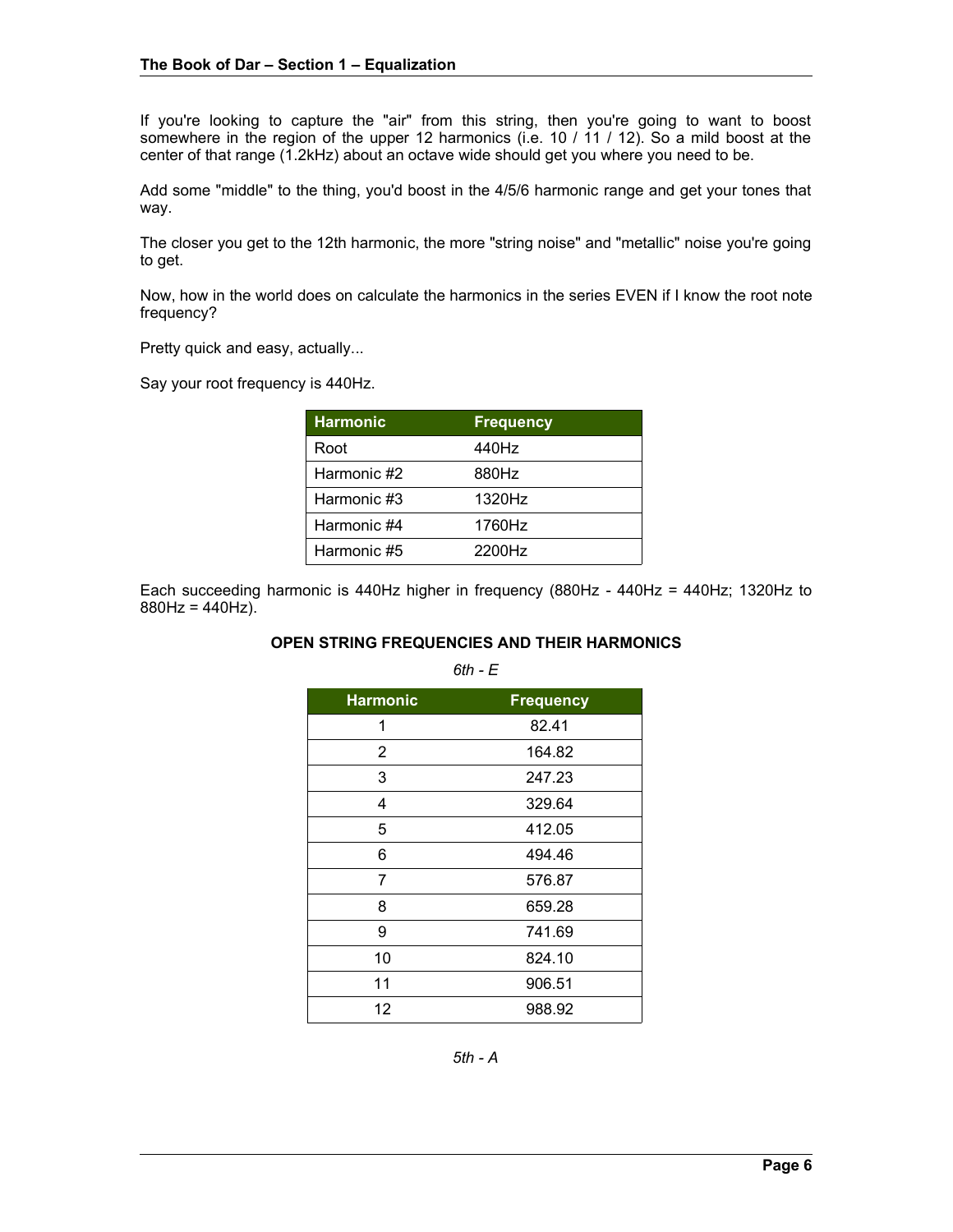If you're looking to capture the "air" from this string, then you're going to want to boost somewhere in the region of the upper 12 harmonics (i.e. 10 / 11 / 12). So a mild boost at the center of that range (1.2kHz) about an octave wide should get you where you need to be.

Add some "middle" to the thing, you'd boost in the 4/5/6 harmonic range and get your tones that way.

The closer you get to the 12th harmonic, the more "string noise" and "metallic" noise you're going to get.

Now, how in the world does on calculate the harmonics in the series EVEN if I know the root note frequency?

Pretty quick and easy, actually...

Say your root frequency is 440Hz.

| Harmonic | Frequency |
|---|---|
| Root | 440Hz |
| Harmonic #2 | 880Hz |
| Harmonic #3 | 1320Hz |
| Harmonic #4 | 1760Hz |
| Harmonic #5 | 2200Hz |

Each succeeding harmonic is 440Hz higher in frequency (880Hz - 440Hz = 440Hz; 1320Hz to 880Hz = 440Hz).

**OPEN STRING FREQUENCIES AND THEIR HARMONICS**

*6th - E*

| Harmonic | Frequency |
|---|---|
| 1 | 82.41 |
| 2 | 164.82 |
| 3 | 247.23 |
| 4 | 329.64 |
| 5 | 412.05 |
| 6 | 494.46 |
| 7 | 576.87 |
| 8 | 659.28 |
| 9 | 741.69 |
| 10 | 824.10 |
| 11 | 906.51 |
| 12 | 988.92 |

*5th - A*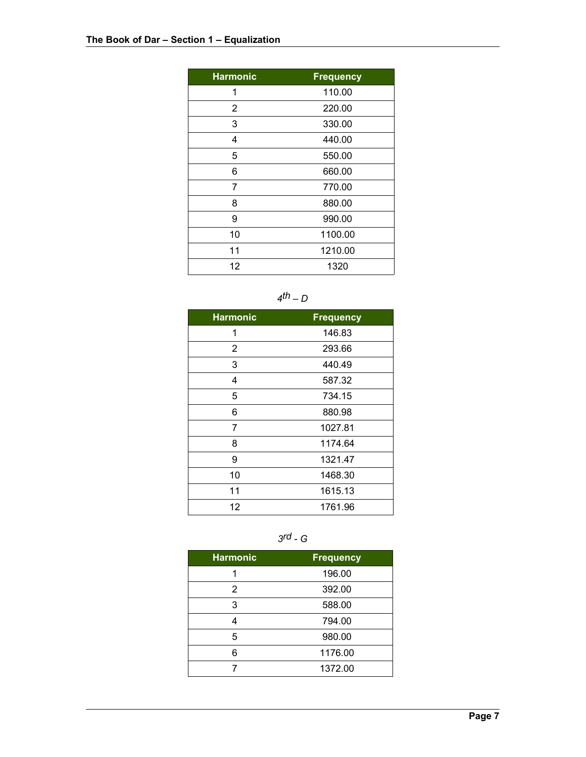| Harmonic | Frequency |
|---|---|
| 1 | 110.00 |
| 2 | 220.00 |
| 3 | 330.00 |
| 4 | 440.00 |
| 5 | 550.00 |
| 6 | 660.00 |
| 7 | 770.00 |
| 8 | 880.00 |
| 9 | 990.00 |
| 10 | 1100.00 |
| 11 | 1210.00 |
| 12 | 1320 |

*4th – D*

| Harmonic | Frequency |
|---|---|
| 1 | 146.83 |
| 2 | 293.66 |
| 3 | 440.49 |
| 4 | 587.32 |
| 5 | 734.15 |
| 6 | 880.98 |
| 7 | 1027.81 |
| 8 | 1174.64 |
| 9 | 1321.47 |
| 10 | 1468.30 |
| 11 | 1615.13 |
| 12 | 1761.96 |

*3rd - G*

| Harmonic | Frequency |
|---|---|
| 1 | 196.00 |
| 2 | 392.00 |
| 3 | 588.00 |
| 4 | 794.00 |
| 5 | 980.00 |
| 6 | 1176.00 |
| 7 | 1372.00 |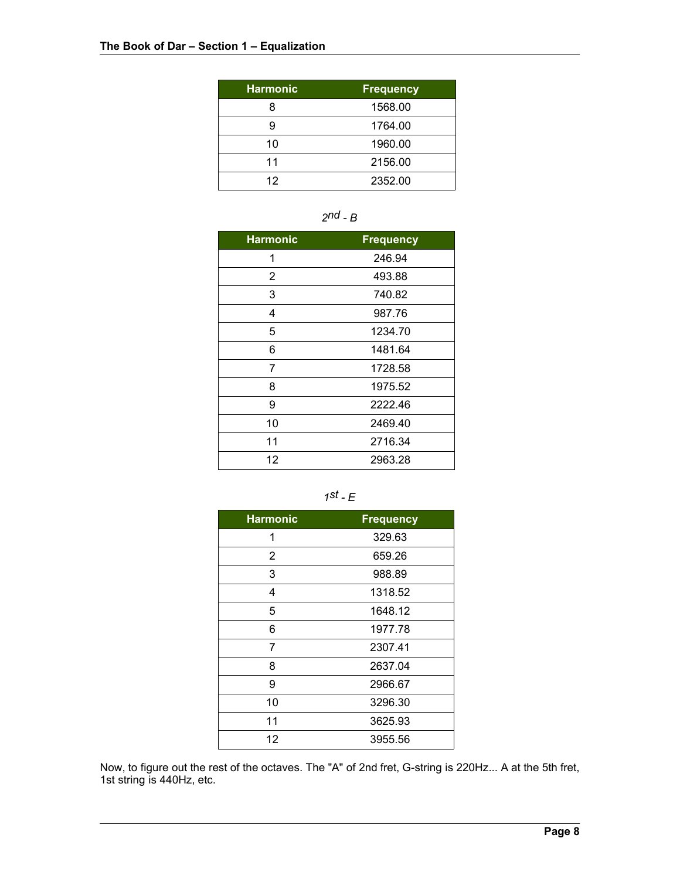| Harmonic | Frequency |
|---|---|
| 8 | 1568.00 |
| 9 | 1764.00 |
| 10 | 1960.00 |
| 11 | 2156.00 |
| 12 | 2352.00 |

*2nd - B*

| Harmonic | Frequency |
|---|---|
| 1 | 246.94 |
| 2 | 493.88 |
| 3 | 740.82 |
| 4 | 987.76 |
| 5 | 1234.70 |
| 6 | 1481.64 |
| 7 | 1728.58 |
| 8 | 1975.52 |
| 9 | 2222.46 |
| 10 | 2469.40 |
| 11 | 2716.34 |
| 12 | 2963.28 |

*1st - E*

| Harmonic | Frequency |
|---|---|
| 1 | 329.63 |
| 2 | 659.26 |
| 3 | 988.89 |
| 4 | 1318.52 |
| 5 | 1648.12 |
| 6 | 1977.78 |
| 7 | 2307.41 |
| 8 | 2637.04 |
| 9 | 2966.67 |
| 10 | 3296.30 |
| 11 | 3625.93 |
| 12 | 3955.56 |

Now, to figure out the rest of the octaves. The "A" of 2nd fret, G-string is 220Hz... A at the 5th fret, 1st string is 440Hz, etc.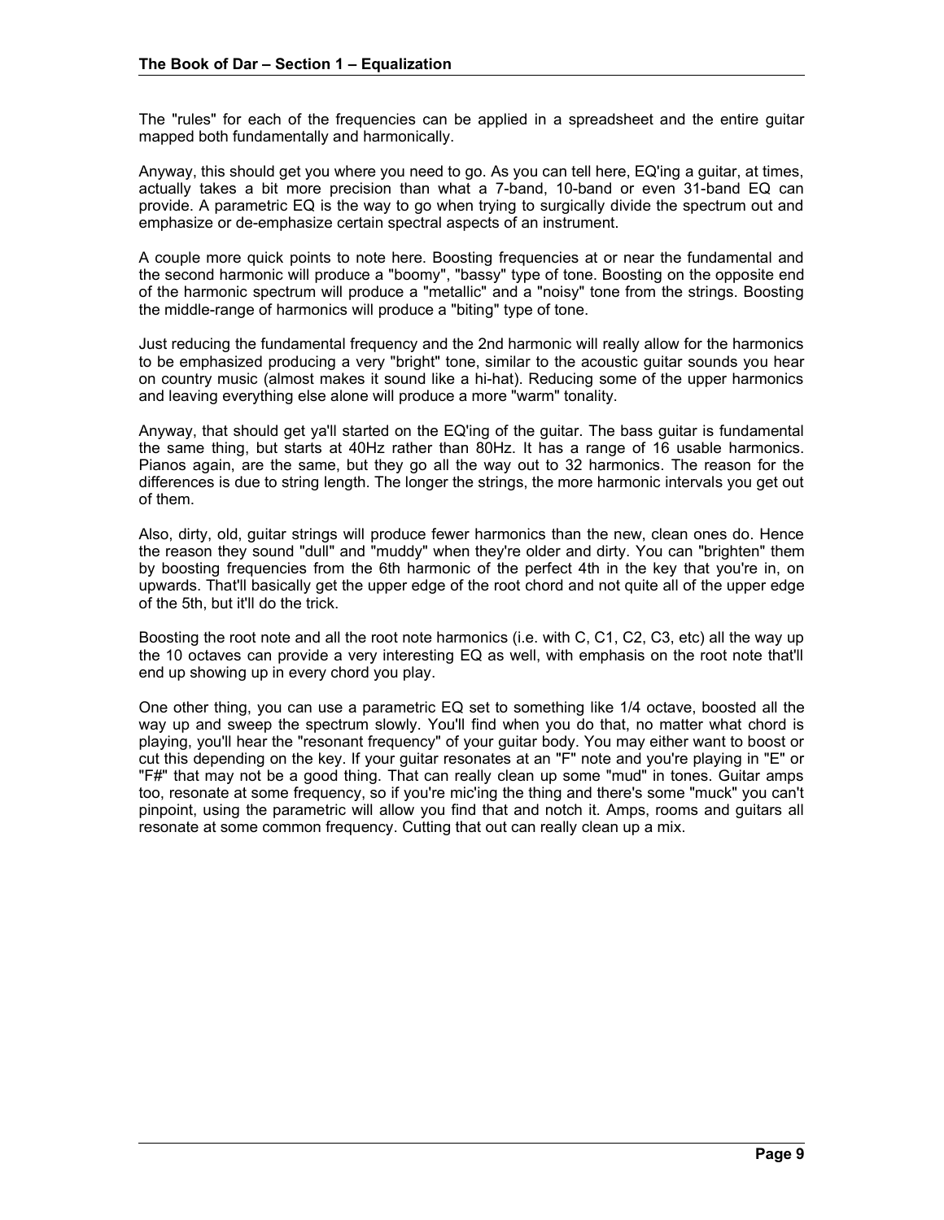The "rules" for each of the frequencies can be applied in a spreadsheet and the entire guitar mapped both fundamentally and harmonically.

Anyway, this should get you where you need to go. As you can tell here, EQ'ing a guitar, at times, actually takes a bit more precision than what a 7-band, 10-band or even 31-band EQ can provide. A parametric EQ is the way to go when trying to surgically divide the spectrum out and emphasize or de-emphasize certain spectral aspects of an instrument.

A couple more quick points to note here. Boosting frequencies at or near the fundamental and the second harmonic will produce a "boomy", "bassy" type of tone. Boosting on the opposite end of the harmonic spectrum will produce a "metallic" and a "noisy" tone from the strings. Boosting the middle-range of harmonics will produce a "biting" type of tone.

Just reducing the fundamental frequency and the 2nd harmonic will really allow for the harmonics to be emphasized producing a very "bright" tone, similar to the acoustic guitar sounds you hear on country music (almost makes it sound like a hi-hat). Reducing some of the upper harmonics and leaving everything else alone will produce a more "warm" tonality.

Anyway, that should get ya'll started on the EQ'ing of the guitar. The bass guitar is fundamental the same thing, but starts at 40Hz rather than 80Hz. It has a range of 16 usable harmonics. Pianos again, are the same, but they go all the way out to 32 harmonics. The reason for the differences is due to string length. The longer the strings, the more harmonic intervals you get out of them.

Also, dirty, old, guitar strings will produce fewer harmonics than the new, clean ones do. Hence the reason they sound "dull" and "muddy" when they're older and dirty. You can "brighten" them by boosting frequencies from the 6th harmonic of the perfect 4th in the key that you're in, on upwards. That'll basically get the upper edge of the root chord and not quite all of the upper edge of the 5th, but it'll do the trick.

Boosting the root note and all the root note harmonics (i.e. with C, C1, C2, C3, etc) all the way up the 10 octaves can provide a very interesting EQ as well, with emphasis on the root note that'll end up showing up in every chord you play.

One other thing, you can use a parametric EQ set to something like 1/4 octave, boosted all the way up and sweep the spectrum slowly. You'll find when you do that, no matter what chord is playing, you'll hear the "resonant frequency" of your guitar body. You may either want to boost or cut this depending on the key. If your guitar resonates at an "F" note and you're playing in "E" or "F#" that may not be a good thing. That can really clean up some "mud" in tones. Guitar amps too, resonate at some frequency, so if you're mic'ing the thing and there's some "muck" you can't pinpoint, using the parametric will allow you find that and notch it. Amps, rooms and guitars all resonate at some common frequency. Cutting that out can really clean up a mix.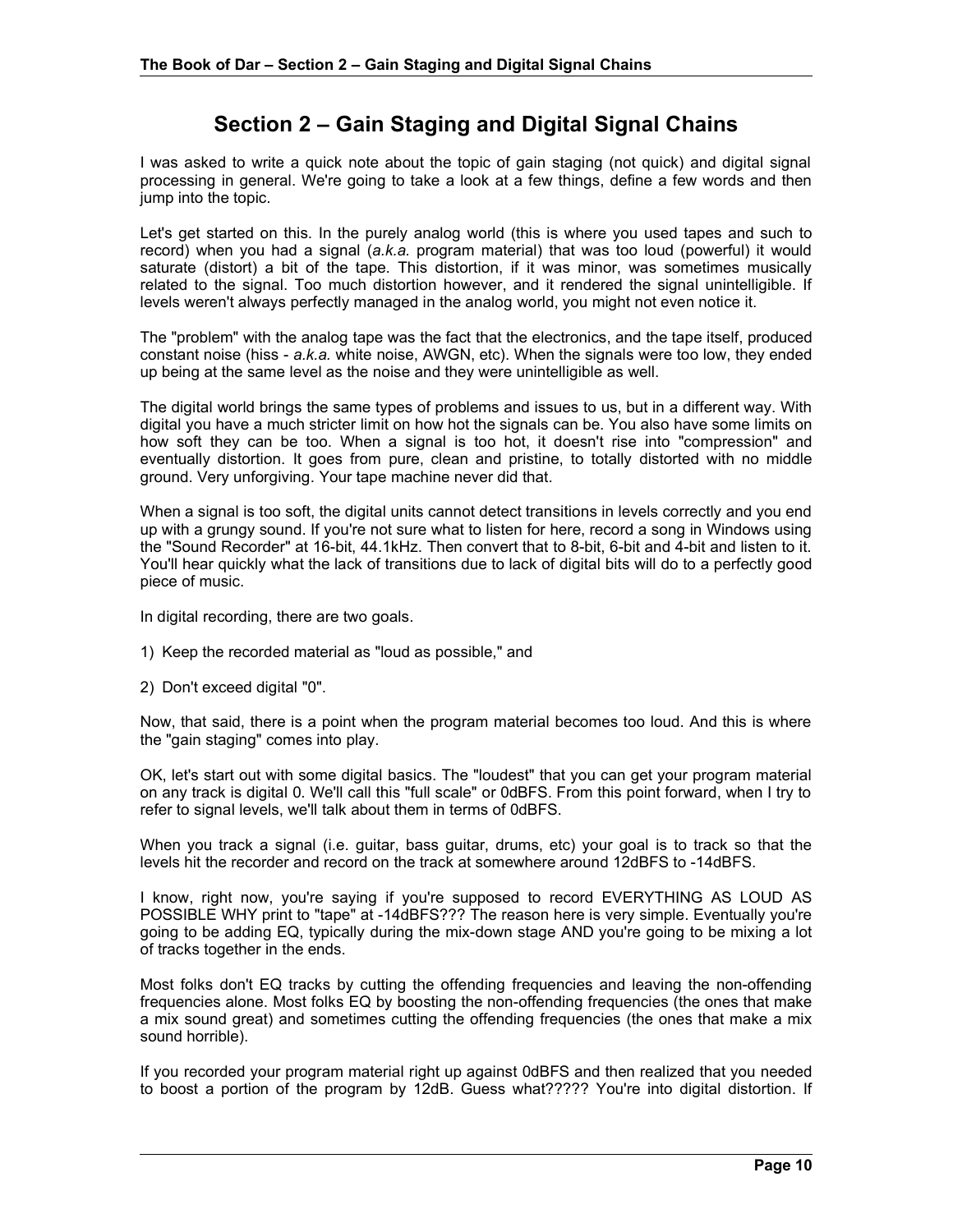# Section 2 – Gain Staging and Digital Signal Chains

I was asked to write a quick note about the topic of gain staging (not quick) and digital signal processing in general. We're going to take a look at a few things, define a few words and then jump into the topic.

Let's get started on this. In the purely analog world (this is where you used tapes and such to record) when you had a signal (*a.k.a.* program material) that was too loud (powerful) it would saturate (distort) a bit of the tape. This distortion, if it was minor, was sometimes musically related to the signal. Too much distortion however, and it rendered the signal unintelligible. If levels weren't always perfectly managed in the analog world, you might not even notice it.

The "problem" with the analog tape was the fact that the electronics, and the tape itself, produced constant noise (hiss - *a.k.a.* white noise, AWGN, etc). When the signals were too low, they ended up being at the same level as the noise and they were unintelligible as well.

The digital world brings the same types of problems and issues to us, but in a different way. With digital you have a much stricter limit on how hot the signals can be. You also have some limits on how soft they can be too. When a signal is too hot, it doesn't rise into "compression" and eventually distortion. It goes from pure, clean and pristine, to totally distorted with no middle ground. Very unforgiving. Your tape machine never did that.

When a signal is too soft, the digital units cannot detect transitions in levels correctly and you end up with a grungy sound. If you're not sure what to listen for here, record a song in Windows using the "Sound Recorder" at 16-bit, 44.1kHz. Then convert that to 8-bit, 6-bit and 4-bit and listen to it. You'll hear quickly what the lack of transitions due to lack of digital bits will do to a perfectly good piece of music.

In digital recording, there are two goals.

1) Keep the recorded material as "loud as possible," and

2) Don't exceed digital "0".

Now, that said, there is a point when the program material becomes too loud. And this is where the "gain staging" comes into play.

OK, let's start out with some digital basics. The "loudest" that you can get your program material on any track is digital 0. We'll call this "full scale" or 0dBFS. From this point forward, when I try to refer to signal levels, we'll talk about them in terms of 0dBFS.

When you track a signal (i.e. guitar, bass guitar, drums, etc) your goal is to track so that the levels hit the recorder and record on the track at somewhere around 12dBFS to -14dBFS.

I know, right now, you're saying if you're supposed to record EVERYTHING AS LOUD AS POSSIBLE WHY print to "tape" at -14dBFS??? The reason here is very simple. Eventually you're going to be adding EQ, typically during the mix-down stage AND you're going to be mixing a lot of tracks together in the ends.

Most folks don't EQ tracks by cutting the offending frequencies and leaving the non-offending frequencies alone. Most folks EQ by boosting the non-offending frequencies (the ones that make a mix sound great) and sometimes cutting the offending frequencies (the ones that make a mix sound horrible).

If you recorded your program material right up against 0dBFS and then realized that you needed to boost a portion of the program by 12dB. Guess what????? You're into digital distortion. If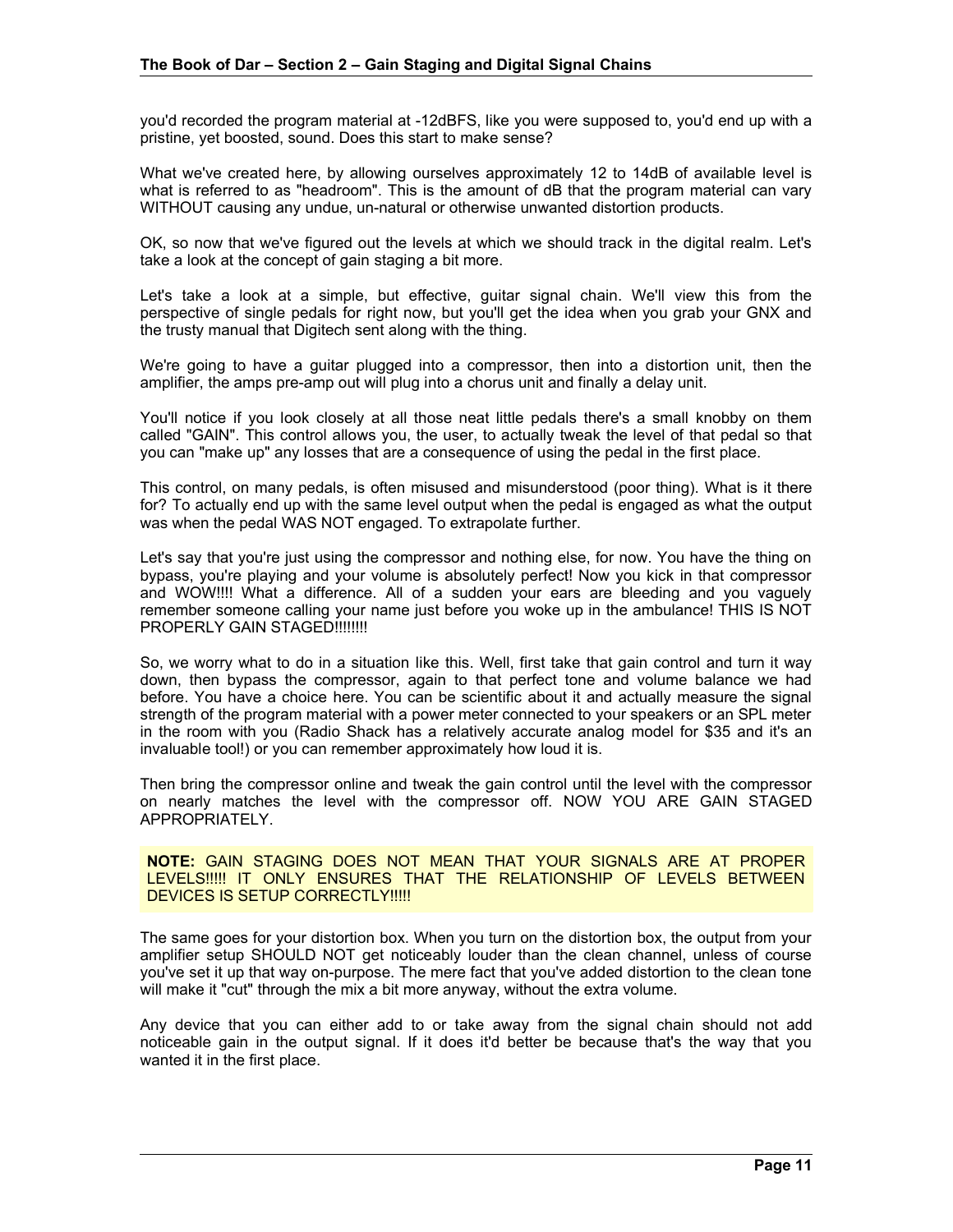you'd recorded the program material at -12dBFS, like you were supposed to, you'd end up with a pristine, yet boosted, sound. Does this start to make sense?

What we've created here, by allowing ourselves approximately 12 to 14dB of available level is what is referred to as "headroom". This is the amount of dB that the program material can vary WITHOUT causing any undue, un-natural or otherwise unwanted distortion products.

OK, so now that we've figured out the levels at which we should track in the digital realm. Let's take a look at the concept of gain staging a bit more.

Let's take a look at a simple, but effective, guitar signal chain. We'll view this from the perspective of single pedals for right now, but you'll get the idea when you grab your GNX and the trusty manual that Digitech sent along with the thing.

We're going to have a guitar plugged into a compressor, then into a distortion unit, then the amplifier, the amps pre-amp out will plug into a chorus unit and finally a delay unit.

You'll notice if you look closely at all those neat little pedals there's a small knobby on them called "GAIN". This control allows you, the user, to actually tweak the level of that pedal so that you can "make up" any losses that are a consequence of using the pedal in the first place.

This control, on many pedals, is often misused and misunderstood (poor thing). What is it there for? To actually end up with the same level output when the pedal is engaged as what the output was when the pedal WAS NOT engaged. To extrapolate further.

Let's say that you're just using the compressor and nothing else, for now. You have the thing on bypass, you're playing and your volume is absolutely perfect! Now you kick in that compressor and WOW!!!! What a difference. All of a sudden your ears are bleeding and you vaguely remember someone calling your name just before you woke up in the ambulance! THIS IS NOT PROPERLY GAIN STAGED!!!!!!!!

So, we worry what to do in a situation like this. Well, first take that gain control and turn it way down, then bypass the compressor, again to that perfect tone and volume balance we had before. You have a choice here. You can be scientific about it and actually measure the signal strength of the program material with a power meter connected to your speakers or an SPL meter in the room with you (Radio Shack has a relatively accurate analog model for $35 and it's an invaluable tool!) or you can remember approximately how loud it is.

Then bring the compressor online and tweak the gain control until the level with the compressor on nearly matches the level with the compressor off. NOW YOU ARE GAIN STAGED APPROPRIATELY.

**NOTE:** GAIN STAGING DOES NOT MEAN THAT YOUR SIGNALS ARE AT PROPER LEVELS!!!!! IT ONLY ENSURES THAT THE RELATIONSHIP OF LEVELS BETWEEN DEVICES IS SETUP CORRECTLY!!!!!

The same goes for your distortion box. When you turn on the distortion box, the output from your amplifier setup SHOULD NOT get noticeably louder than the clean channel, unless of course you've set it up that way on-purpose. The mere fact that you've added distortion to the clean tone will make it "cut" through the mix a bit more anyway, without the extra volume.

Any device that you can either add to or take away from the signal chain should not add noticeable gain in the output signal. If it does it'd better be because that's the way that you wanted it in the first place.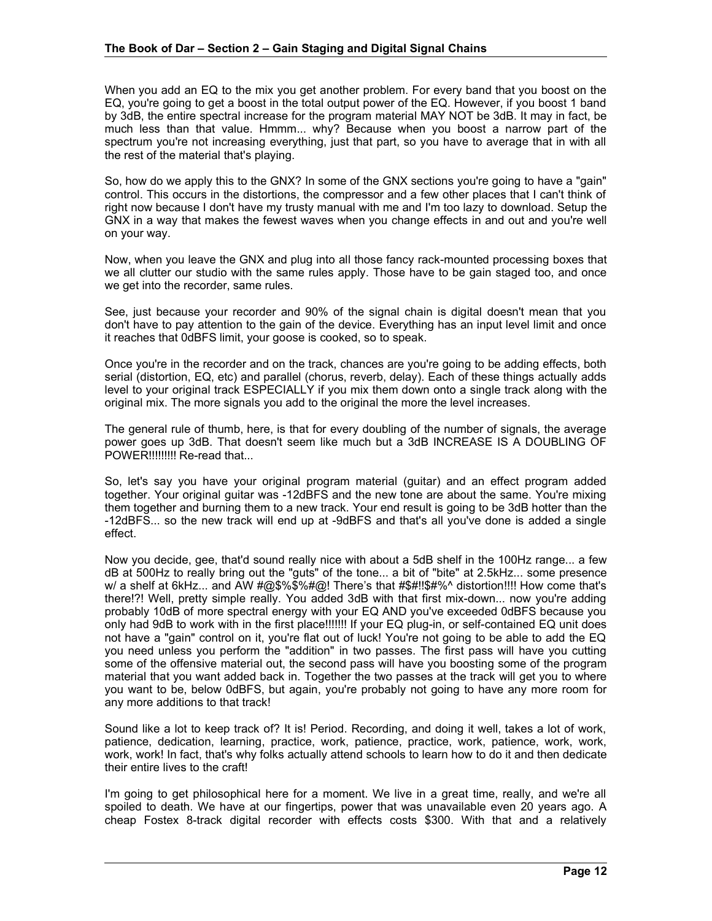When you add an EQ to the mix you get another problem. For every band that you boost on the EQ, you're going to get a boost in the total output power of the EQ. However, if you boost 1 band by 3dB, the entire spectral increase for the program material MAY NOT be 3dB. It may in fact, be much less than that value. Hmmm... why? Because when you boost a narrow part of the spectrum you're not increasing everything, just that part, so you have to average that in with all the rest of the material that's playing.

So, how do we apply this to the GNX? In some of the GNX sections you're going to have a "gain" control. This occurs in the distortions, the compressor and a few other places that I can't think of right now because I don't have my trusty manual with me and I'm too lazy to download. Setup the GNX in a way that makes the fewest waves when you change effects in and out and you're well on your way.

Now, when you leave the GNX and plug into all those fancy rack-mounted processing boxes that we all clutter our studio with the same rules apply. Those have to be gain staged too, and once we get into the recorder, same rules.

See, just because your recorder and 90% of the signal chain is digital doesn't mean that you don't have to pay attention to the gain of the device. Everything has an input level limit and once it reaches that 0dBFS limit, your goose is cooked, so to speak.

Once you're in the recorder and on the track, chances are you're going to be adding effects, both serial (distortion, EQ, etc) and parallel (chorus, reverb, delay). Each of these things actually adds level to your original track ESPECIALLY if you mix them down onto a single track along with the original mix. The more signals you add to the original the more the level increases.

The general rule of thumb, here, is that for every doubling of the number of signals, the average power goes up 3dB. That doesn't seem like much but a 3dB INCREASE IS A DOUBLING OF POWER!!!!!!!!! Re-read that...

So, let's say you have your original program material (guitar) and an effect program added together. Your original guitar was -12dBFS and the new tone are about the same. You're mixing them together and burning them to a new track. Your end result is going to be 3dB hotter than the -12dBFS... so the new track will end up at -9dBFS and that's all you've done is added a single effect.

Now you decide, gee, that'd sound really nice with about a 5dB shelf in the 100Hz range... a few dB at 500Hz to really bring out the "guts" of the tone... a bit of "bite" at 2.5kHz... some presence w/ a shelf at 6kHz... and AW #@$%$%#@! There's that #$#!!$#%^ distortion!!!! How come that's there!?! Well, pretty simple really. You added 3dB with that first mix-down... now you're adding probably 10dB of more spectral energy with your EQ AND you've exceeded 0dBFS because you only had 9dB to work with in the first place!!!!!!! If your EQ plug-in, or self-contained EQ unit does not have a "gain" control on it, you're flat out of luck! You're not going to be able to add the EQ you need unless you perform the "addition" in two passes. The first pass will have you cutting some of the offensive material out, the second pass will have you boosting some of the program material that you want added back in. Together the two passes at the track will get you to where you want to be, below 0dBFS, but again, you're probably not going to have any more room for any more additions to that track!

Sound like a lot to keep track of? It is! Period. Recording, and doing it well, takes a lot of work, patience, dedication, learning, practice, work, patience, practice, work, patience, work, work, work, work! In fact, that's why folks actually attend schools to learn how to do it and then dedicate their entire lives to the craft!

I'm going to get philosophical here for a moment. We live in a great time, really, and we're all spoiled to death. We have at our fingertips, power that was unavailable even 20 years ago. A cheap Fostex 8-track digital recorder with effects costs $300. With that and a relatively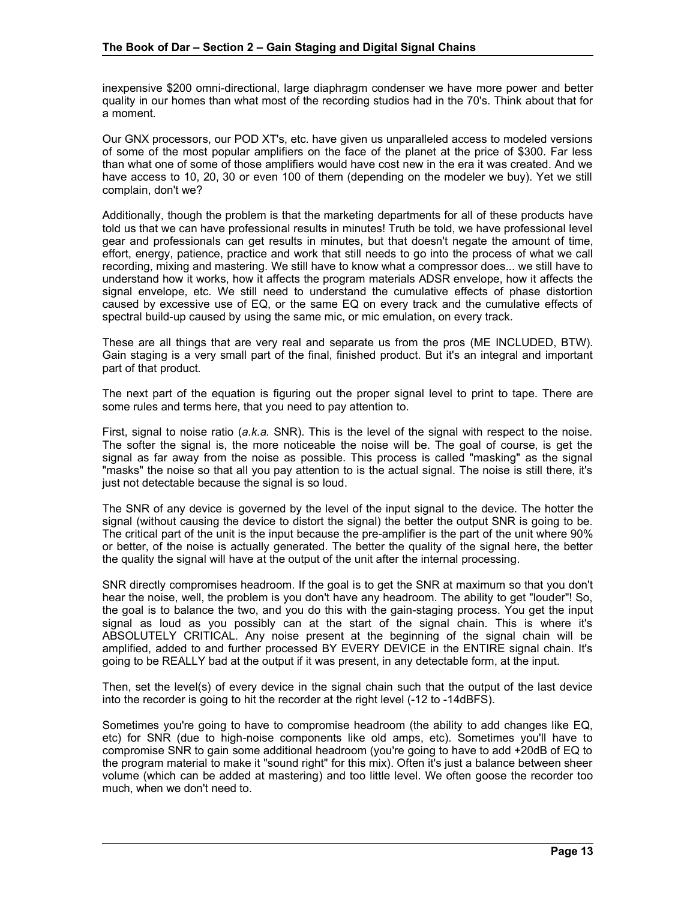inexpensive $200 omni-directional, large diaphragm condenser we have more power and better quality in our homes than what most of the recording studios had in the 70's. Think about that for a moment.

Our GNX processors, our POD XT's, etc. have given us unparalleled access to modeled versions of some of the most popular amplifiers on the face of the planet at the price of $300. Far less than what one of some of those amplifiers would have cost new in the era it was created. And we have access to 10, 20, 30 or even 100 of them (depending on the modeler we buy). Yet we still complain, don't we?

Additionally, though the problem is that the marketing departments for all of these products have told us that we can have professional results in minutes! Truth be told, we have professional level gear and professionals can get results in minutes, but that doesn't negate the amount of time, effort, energy, patience, practice and work that still needs to go into the process of what we call recording, mixing and mastering. We still have to know what a compressor does... we still have to understand how it works, how it affects the program materials ADSR envelope, how it affects the signal envelope, etc. We still need to understand the cumulative effects of phase distortion caused by excessive use of EQ, or the same EQ on every track and the cumulative effects of spectral build-up caused by using the same mic, or mic emulation, on every track.

These are all things that are very real and separate us from the pros (ME INCLUDED, BTW). Gain staging is a very small part of the final, finished product. But it's an integral and important part of that product.

The next part of the equation is figuring out the proper signal level to print to tape. There are some rules and terms here, that you need to pay attention to.

First, signal to noise ratio (*a.k.a.* SNR). This is the level of the signal with respect to the noise. The softer the signal is, the more noticeable the noise will be. The goal of course, is get the signal as far away from the noise as possible. This process is called "masking" as the signal "masks" the noise so that all you pay attention to is the actual signal. The noise is still there, it's just not detectable because the signal is so loud.

The SNR of any device is governed by the level of the input signal to the device. The hotter the signal (without causing the device to distort the signal) the better the output SNR is going to be. The critical part of the unit is the input because the pre-amplifier is the part of the unit where 90% or better, of the noise is actually generated. The better the quality of the signal here, the better the quality the signal will have at the output of the unit after the internal processing.

SNR directly compromises headroom. If the goal is to get the SNR at maximum so that you don't hear the noise, well, the problem is you don't have any headroom. The ability to get "louder"! So, the goal is to balance the two, and you do this with the gain-staging process. You get the input signal as loud as you possibly can at the start of the signal chain. This is where it's ABSOLUTELY CRITICAL. Any noise present at the beginning of the signal chain will be amplified, added to and further processed BY EVERY DEVICE in the ENTIRE signal chain. It's going to be REALLY bad at the output if it was present, in any detectable form, at the input.

Then, set the level(s) of every device in the signal chain such that the output of the last device into the recorder is going to hit the recorder at the right level (-12 to -14dBFS).

Sometimes you're going to have to compromise headroom (the ability to add changes like EQ, etc) for SNR (due to high-noise components like old amps, etc). Sometimes you'll have to compromise SNR to gain some additional headroom (you're going to have to add +20dB of EQ to the program material to make it "sound right" for this mix). Often it's just a balance between sheer volume (which can be added at mastering) and too little level. We often goose the recorder too much, when we don't need to.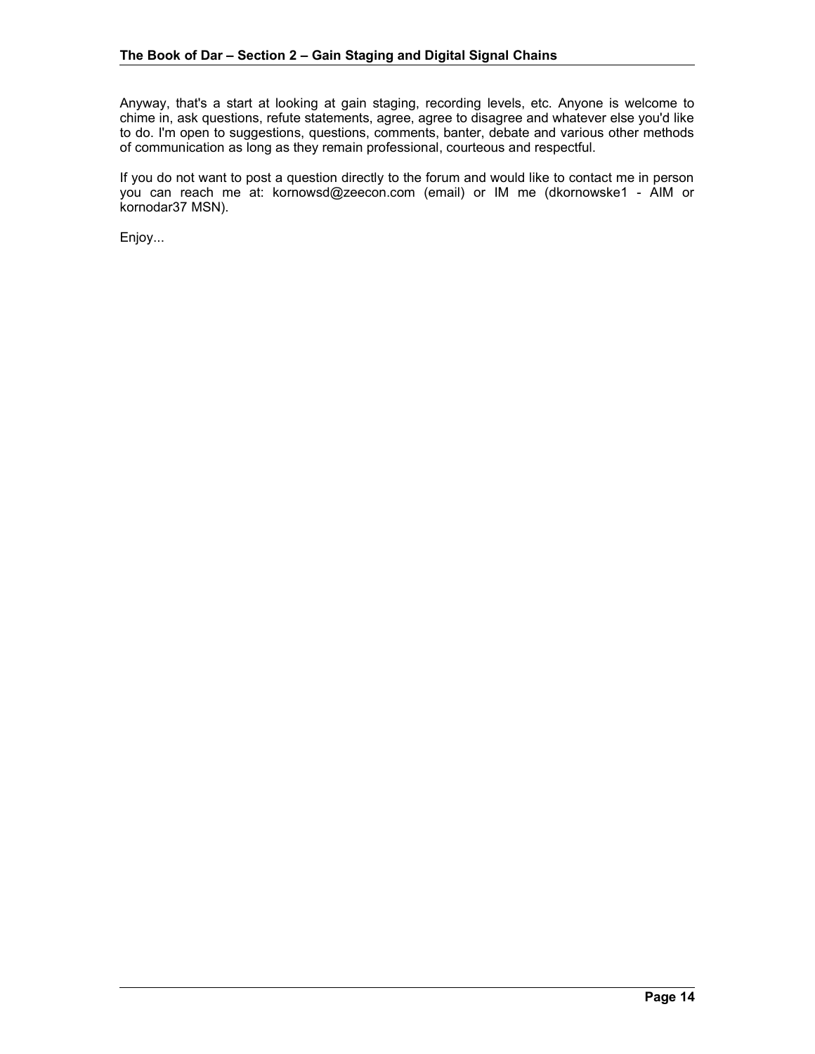Anyway, that's a start at looking at gain staging, recording levels, etc. Anyone is welcome to chime in, ask questions, refute statements, agree, agree to disagree and whatever else you'd like to do. I'm open to suggestions, questions, comments, banter, debate and various other methods of communication as long as they remain professional, courteous and respectful.

If you do not want to post a question directly to the forum and would like to contact me in person you can reach me at: kornowsd@zeecon.com (email) or IM me (dkornowske1 - AIM or kornodar37 MSN).

Enjoy...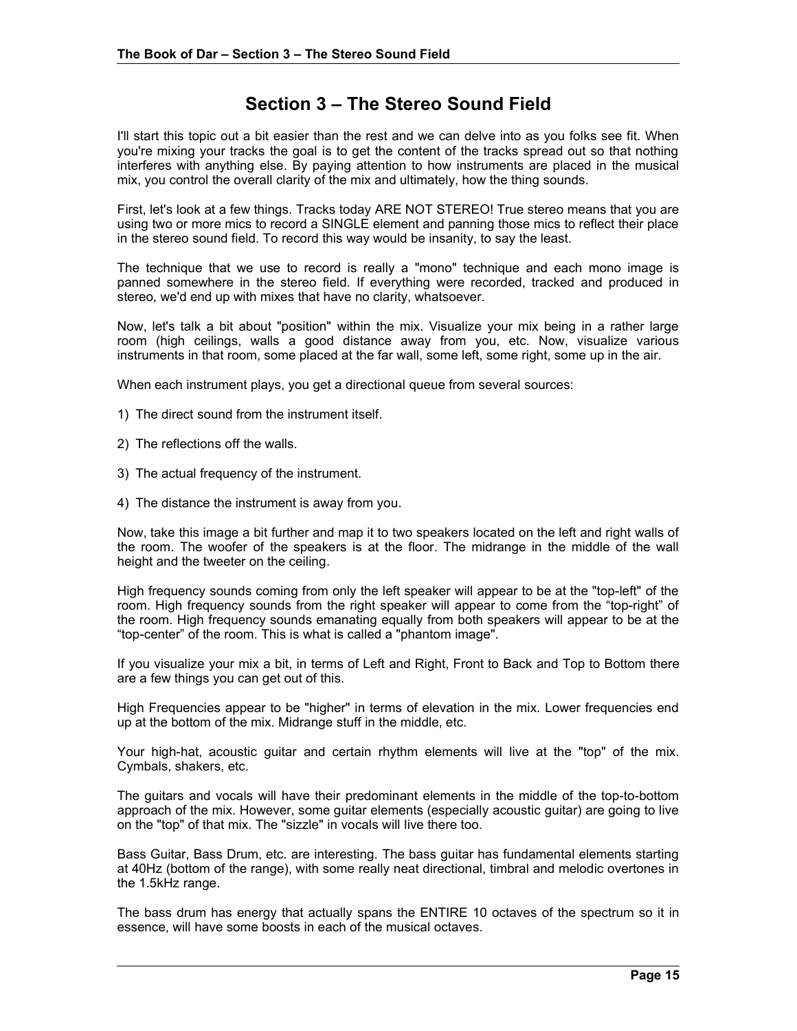# Section 3 – The Stereo Sound Field

I'll start this topic out a bit easier than the rest and we can delve into as you folks see fit. When you're mixing your tracks the goal is to get the content of the tracks spread out so that nothing interferes with anything else. By paying attention to how instruments are placed in the musical mix, you control the overall clarity of the mix and ultimately, how the thing sounds.

First, let's look at a few things. Tracks today ARE NOT STEREO! True stereo means that you are using two or more mics to record a SINGLE element and panning those mics to reflect their place in the stereo sound field. To record this way would be insanity, to say the least.

The technique that we use to record is really a "mono" technique and each mono image is panned somewhere in the stereo field. If everything were recorded, tracked and produced in stereo, we'd end up with mixes that have no clarity, whatsoever.

Now, let's talk a bit about "position" within the mix. Visualize your mix being in a rather large room (high ceilings, walls a good distance away from you, etc. Now, visualize various instruments in that room, some placed at the far wall, some left, some right, some up in the air.

When each instrument plays, you get a directional queue from several sources:

1) The direct sound from the instrument itself.

2) The reflections off the walls.

3) The actual frequency of the instrument.

4) The distance the instrument is away from you.

Now, take this image a bit further and map it to two speakers located on the left and right walls of the room. The woofer of the speakers is at the floor. The midrange in the middle of the wall height and the tweeter on the ceiling.

High frequency sounds coming from only the left speaker will appear to be at the "top-left" of the room. High frequency sounds from the right speaker will appear to come from the “top-right” of the room. High frequency sounds emanating equally from both speakers will appear to be at the “top-center” of the room. This is what is called a "phantom image".

If you visualize your mix a bit, in terms of Left and Right, Front to Back and Top to Bottom there are a few things you can get out of this.

High Frequencies appear to be "higher" in terms of elevation in the mix. Lower frequencies end up at the bottom of the mix. Midrange stuff in the middle, etc.

Your high-hat, acoustic guitar and certain rhythm elements will live at the "top" of the mix. Cymbals, shakers, etc.

The guitars and vocals will have their predominant elements in the middle of the top-to-bottom approach of the mix. However, some guitar elements (especially acoustic guitar) are going to live on the "top" of that mix. The "sizzle" in vocals will live there too.

Bass Guitar, Bass Drum, etc. are interesting. The bass guitar has fundamental elements starting at 40Hz (bottom of the range), with some really neat directional, timbral and melodic overtones in the 1.5kHz range.

The bass drum has energy that actually spans the ENTIRE 10 octaves of the spectrum so it in essence, will have some boosts in each of the musical octaves.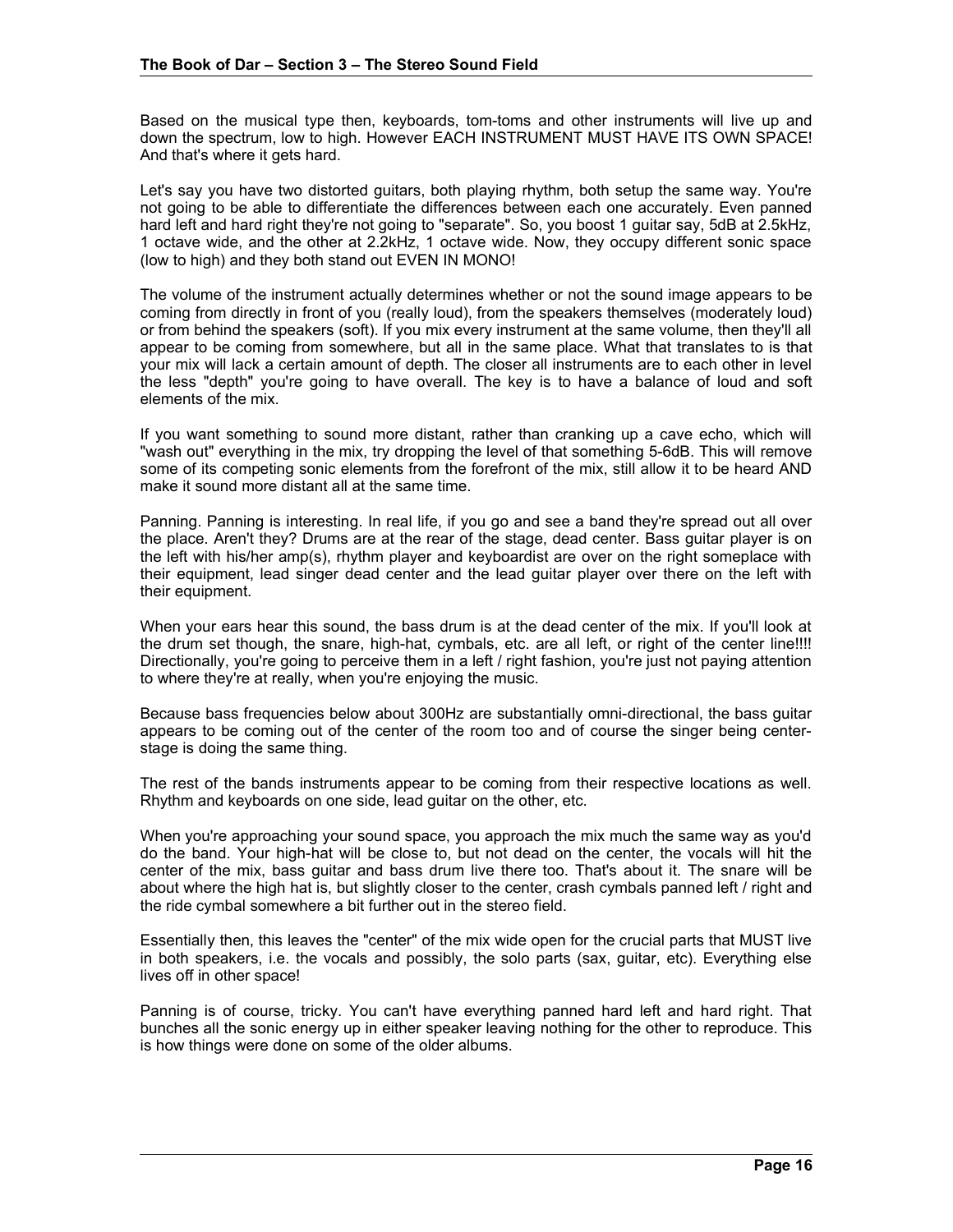Based on the musical type then, keyboards, tom-toms and other instruments will live up and down the spectrum, low to high. However EACH INSTRUMENT MUST HAVE ITS OWN SPACE! And that's where it gets hard.

Let's say you have two distorted guitars, both playing rhythm, both setup the same way. You're not going to be able to differentiate the differences between each one accurately. Even panned hard left and hard right they're not going to "separate". So, you boost 1 guitar say, 5dB at 2.5kHz, 1 octave wide, and the other at 2.2kHz, 1 octave wide. Now, they occupy different sonic space (low to high) and they both stand out EVEN IN MONO!

The volume of the instrument actually determines whether or not the sound image appears to be coming from directly in front of you (really loud), from the speakers themselves (moderately loud) or from behind the speakers (soft). If you mix every instrument at the same volume, then they'll all appear to be coming from somewhere, but all in the same place. What that translates to is that your mix will lack a certain amount of depth. The closer all instruments are to each other in level the less "depth" you're going to have overall. The key is to have a balance of loud and soft elements of the mix.

If you want something to sound more distant, rather than cranking up a cave echo, which will "wash out" everything in the mix, try dropping the level of that something 5-6dB. This will remove some of its competing sonic elements from the forefront of the mix, still allow it to be heard AND make it sound more distant all at the same time.

Panning. Panning is interesting. In real life, if you go and see a band they're spread out all over the place. Aren't they? Drums are at the rear of the stage, dead center. Bass guitar player is on the left with his/her amp(s), rhythm player and keyboardist are over on the right someplace with their equipment, lead singer dead center and the lead guitar player over there on the left with their equipment.

When your ears hear this sound, the bass drum is at the dead center of the mix. If you'll look at the drum set though, the snare, high-hat, cymbals, etc. are all left, or right of the center line!!!! Directionally, you're going to perceive them in a left / right fashion, you're just not paying attention to where they're at really, when you're enjoying the music.

Because bass frequencies below about 300Hz are substantially omni-directional, the bass guitar appears to be coming out of the center of the room too and of course the singer being center-stage is doing the same thing.

The rest of the bands instruments appear to be coming from their respective locations as well. Rhythm and keyboards on one side, lead guitar on the other, etc.

When you're approaching your sound space, you approach the mix much the same way as you'd do the band. Your high-hat will be close to, but not dead on the center, the vocals will hit the center of the mix, bass guitar and bass drum live there too. That's about it. The snare will be about where the high hat is, but slightly closer to the center, crash cymbals panned left / right and the ride cymbal somewhere a bit further out in the stereo field.

Essentially then, this leaves the "center" of the mix wide open for the crucial parts that MUST live in both speakers, i.e. the vocals and possibly, the solo parts (sax, guitar, etc). Everything else lives off in other space!

Panning is of course, tricky. You can't have everything panned hard left and hard right. That bunches all the sonic energy up in either speaker leaving nothing for the other to reproduce. This is how things were done on some of the older albums.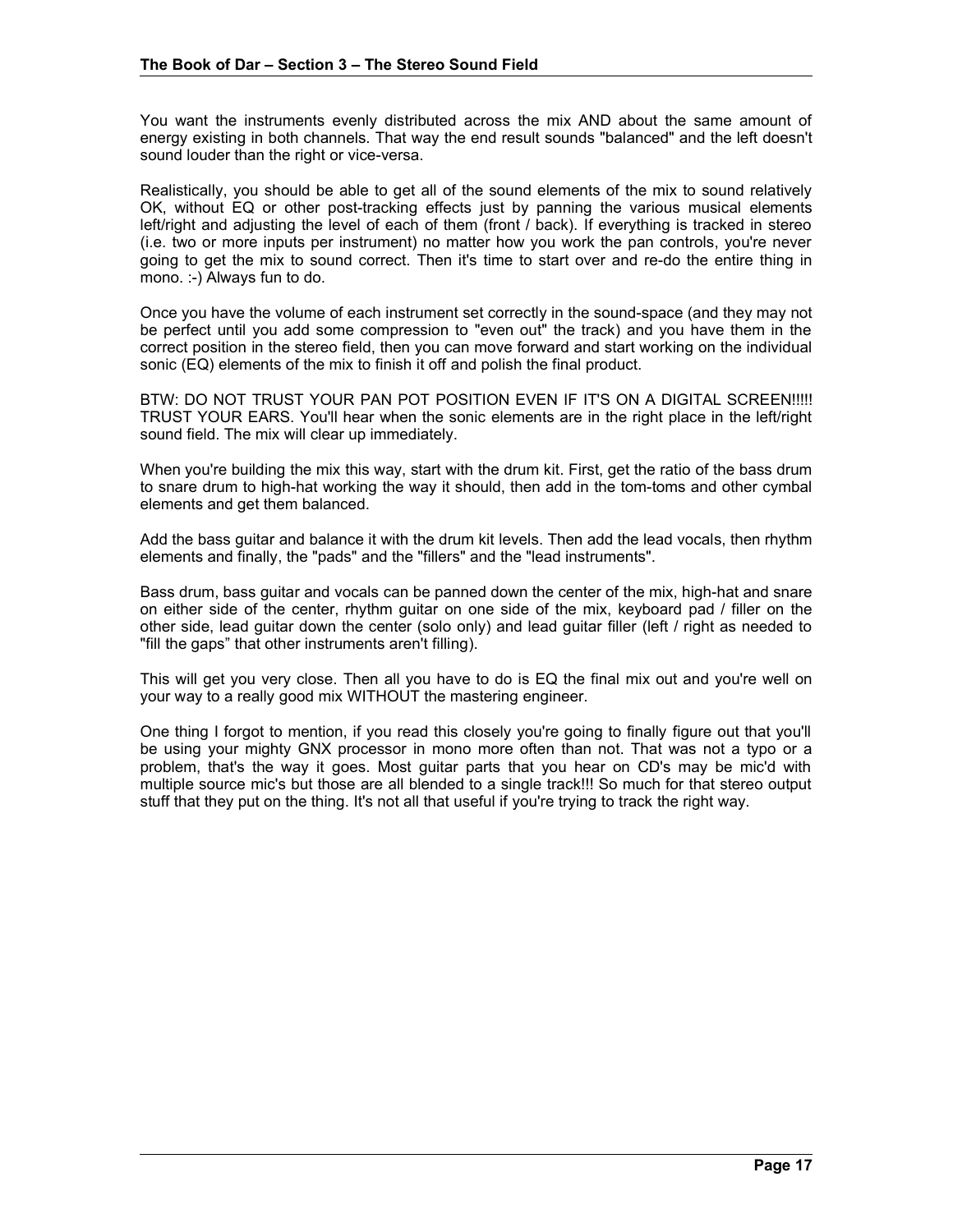You want the instruments evenly distributed across the mix AND about the same amount of energy existing in both channels. That way the end result sounds "balanced" and the left doesn't sound louder than the right or vice-versa.

Realistically, you should be able to get all of the sound elements of the mix to sound relatively OK, without EQ or other post-tracking effects just by panning the various musical elements left/right and adjusting the level of each of them (front / back). If everything is tracked in stereo (i.e. two or more inputs per instrument) no matter how you work the pan controls, you're never going to get the mix to sound correct. Then it's time to start over and re-do the entire thing in mono. :-) Always fun to do.

Once you have the volume of each instrument set correctly in the sound-space (and they may not be perfect until you add some compression to "even out" the track) and you have them in the correct position in the stereo field, then you can move forward and start working on the individual sonic (EQ) elements of the mix to finish it off and polish the final product.

BTW: DO NOT TRUST YOUR PAN POT POSITION EVEN IF IT'S ON A DIGITAL SCREEN!!!!! TRUST YOUR EARS. You'll hear when the sonic elements are in the right place in the left/right sound field. The mix will clear up immediately.

When you're building the mix this way, start with the drum kit. First, get the ratio of the bass drum to snare drum to high-hat working the way it should, then add in the tom-toms and other cymbal elements and get them balanced.

Add the bass guitar and balance it with the drum kit levels. Then add the lead vocals, then rhythm elements and finally, the "pads" and the "fillers" and the "lead instruments".

Bass drum, bass guitar and vocals can be panned down the center of the mix, high-hat and snare on either side of the center, rhythm guitar on one side of the mix, keyboard pad / filler on the other side, lead guitar down the center (solo only) and lead guitar filler (left / right as needed to "fill the gaps" that other instruments aren't filling).

This will get you very close. Then all you have to do is EQ the final mix out and you're well on your way to a really good mix WITHOUT the mastering engineer.

One thing I forgot to mention, if you read this closely you're going to finally figure out that you'll be using your mighty GNX processor in mono more often than not. That was not a typo or a problem, that's the way it goes. Most guitar parts that you hear on CD's may be mic'd with multiple source mic's but those are all blended to a single track!!! So much for that stereo output stuff that they put on the thing. It's not all that useful if you're trying to track the right way.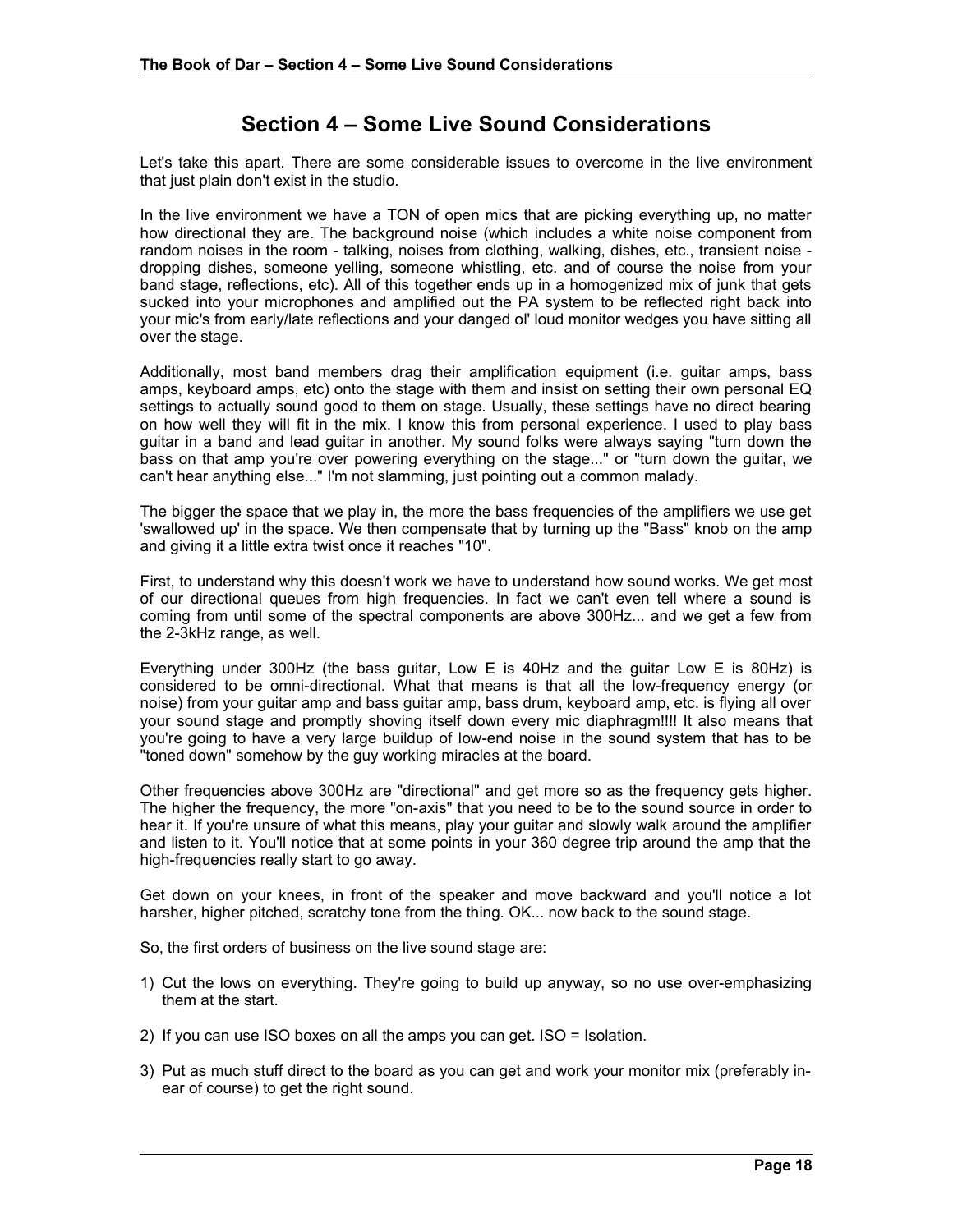// Section 4 – Some Live Sound Considerations

Let's take this apart. There are some considerable issues to overcome in the live environment that just plain don't exist in the studio.

In the live environment we have a TON of open mics that are picking everything up, no matter how directional they are. The background noise (which includes a white noise component from random noises in the room - talking, noises from clothing, walking, dishes, etc., transient noise - dropping dishes, someone yelling, someone whistling, etc. and of course the noise from your band stage, reflections, etc). All of this together ends up in a homogenized mix of junk that gets sucked into your microphones and amplified out the PA system to be reflected right back into your mic's from early/late reflections and your danged ol' loud monitor wedges you have sitting all over the stage.

Additionally, most band members drag their amplification equipment (i.e. guitar amps, bass amps, keyboard amps, etc) onto the stage with them and insist on setting their own personal EQ settings to actually sound good to them on stage. Usually, these settings have no direct bearing on how well they will fit in the mix. I know this from personal experience. I used to play bass guitar in a band and lead guitar in another. My sound folks were always saying "turn down the bass on that amp you're over powering everything on the stage..." or "turn down the guitar, we can't hear anything else..." I'm not slamming, just pointing out a common malady.

The bigger the space that we play in, the more the bass frequencies of the amplifiers we use get 'swallowed up' in the space. We then compensate that by turning up the "Bass" knob on the amp and giving it a little extra twist once it reaches "10".

First, to understand why this doesn't work we have to understand how sound works. We get most of our directional queues from high frequencies. In fact we can't even tell where a sound is coming from until some of the spectral components are above 300Hz... and we get a few from the 2-3kHz range, as well.

Everything under 300Hz (the bass guitar, Low E is 40Hz and the guitar Low E is 80Hz) is considered to be omni-directional. What that means is that all the low-frequency energy (or noise) from your guitar amp and bass guitar amp, bass drum, keyboard amp, etc. is flying all over your sound stage and promptly shoving itself down every mic diaphragm!!!! It also means that you're going to have a very large buildup of low-end noise in the sound system that has to be "toned down" somehow by the guy working miracles at the board.

Other frequencies above 300Hz are "directional" and get more so as the frequency gets higher. The higher the frequency, the more "on-axis" that you need to be to the sound source in order to hear it. If you're unsure of what this means, play your guitar and slowly walk around the amplifier and listen to it. You'll notice that at some points in your 360 degree trip around the amp that the high-frequencies really start to go away.

Get down on your knees, in front of the speaker and move backward and you'll notice a lot harsher, higher pitched, scratchy tone from the thing. OK... now back to the sound stage.

So, the first orders of business on the live sound stage are:

1) Cut the lows on everything. They're going to build up anyway, so no use over-emphasizing them at the start.

2) If you can use ISO boxes on all the amps you can get. ISO = Isolation.

3) Put as much stuff direct to the board as you can get and work your monitor mix (preferably in-ear of course) to get the right sound.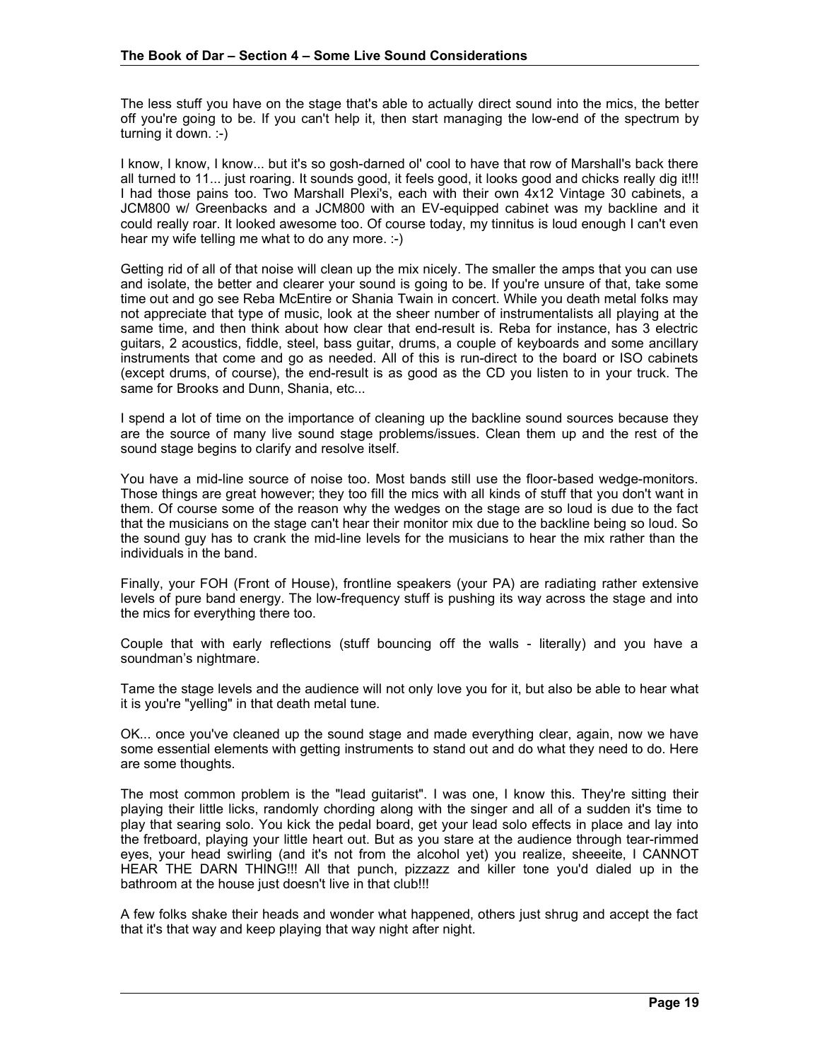The less stuff you have on the stage that's able to actually direct sound into the mics, the better off you're going to be. If you can't help it, then start managing the low-end of the spectrum by turning it down. :-)

I know, I know, I know... but it's so gosh-darned ol' cool to have that row of Marshall's back there all turned to 11... just roaring. It sounds good, it feels good, it looks good and chicks really dig it!!! I had those pains too. Two Marshall Plexi's, each with their own 4x12 Vintage 30 cabinets, a JCM800 w/ Greenbacks and a JCM800 with an EV-equipped cabinet was my backline and it could really roar. It looked awesome too. Of course today, my tinnitus is loud enough I can't even hear my wife telling me what to do any more. :-)

Getting rid of all of that noise will clean up the mix nicely. The smaller the amps that you can use and isolate, the better and clearer your sound is going to be. If you're unsure of that, take some time out and go see Reba McEntire or Shania Twain in concert. While you death metal folks may not appreciate that type of music, look at the sheer number of instrumentalists all playing at the same time, and then think about how clear that end-result is. Reba for instance, has 3 electric guitars, 2 acoustics, fiddle, steel, bass guitar, drums, a couple of keyboards and some ancillary instruments that come and go as needed. All of this is run-direct to the board or ISO cabinets (except drums, of course), the end-result is as good as the CD you listen to in your truck. The same for Brooks and Dunn, Shania, etc...

I spend a lot of time on the importance of cleaning up the backline sound sources because they are the source of many live sound stage problems/issues. Clean them up and the rest of the sound stage begins to clarify and resolve itself.

You have a mid-line source of noise too. Most bands still use the floor-based wedge-monitors. Those things are great however; they too fill the mics with all kinds of stuff that you don't want in them. Of course some of the reason why the wedges on the stage are so loud is due to the fact that the musicians on the stage can't hear their monitor mix due to the backline being so loud. So the sound guy has to crank the mid-line levels for the musicians to hear the mix rather than the individuals in the band.

Finally, your FOH (Front of House), frontline speakers (your PA) are radiating rather extensive levels of pure band energy. The low-frequency stuff is pushing its way across the stage and into the mics for everything there too.

Couple that with early reflections (stuff bouncing off the walls - literally) and you have a soundman's nightmare.

Tame the stage levels and the audience will not only love you for it, but also be able to hear what it is you're "yelling" in that death metal tune.

OK... once you've cleaned up the sound stage and made everything clear, again, now we have some essential elements with getting instruments to stand out and do what they need to do. Here are some thoughts.

The most common problem is the "lead guitarist". I was one, I know this. They're sitting their playing their little licks, randomly chording along with the singer and all of a sudden it's time to play that searing solo. You kick the pedal board, get your lead solo effects in place and lay into the fretboard, playing your little heart out. But as you stare at the audience through tear-rimmed eyes, your head swirling (and it's not from the alcohol yet) you realize, sheeeite, I CANNOT HEAR THE DARN THING!!! All that punch, pizzazz and killer tone you'd dialed up in the bathroom at the house just doesn't live in that club!!!

A few folks shake their heads and wonder what happened, others just shrug and accept the fact that it's that way and keep playing that way night after night.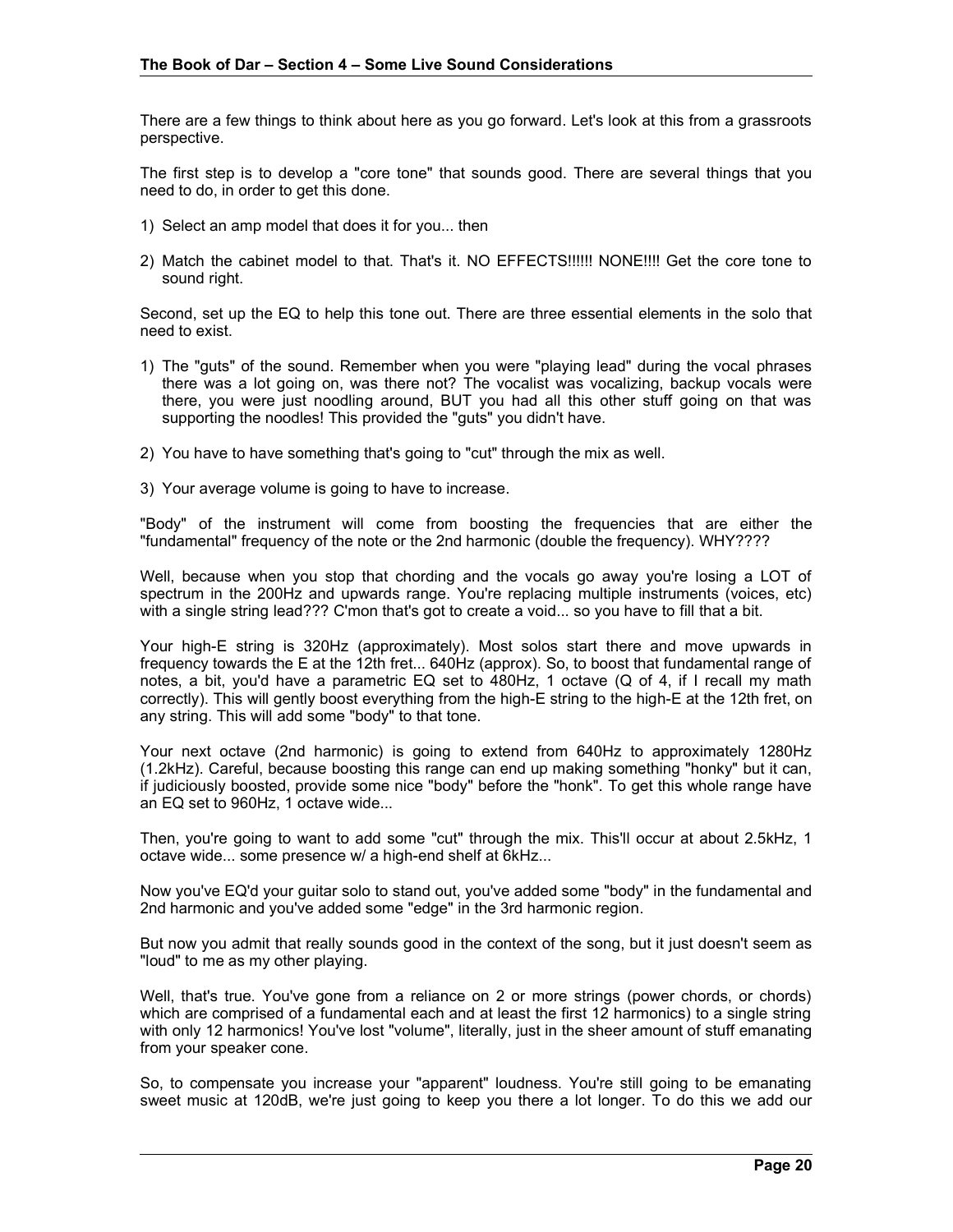There are a few things to think about here as you go forward. Let's look at this from a grassroots perspective.

The first step is to develop a "core tone" that sounds good. There are several things that you need to do, in order to get this done.

1) Select an amp model that does it for you... then

2) Match the cabinet model to that. That's it. NO EFFECTS!!!!!! NONE!!!! Get the core tone to sound right.

Second, set up the EQ to help this tone out. There are three essential elements in the solo that need to exist.

1) The "guts" of the sound. Remember when you were "playing lead" during the vocal phrases there was a lot going on, was there not? The vocalist was vocalizing, backup vocals were there, you were just noodling around, BUT you had all this other stuff going on that was supporting the noodles! This provided the "guts" you didn't have.

2) You have to have something that's going to "cut" through the mix as well.

3) Your average volume is going to have to increase.

"Body" of the instrument will come from boosting the frequencies that are either the "fundamental" frequency of the note or the 2nd harmonic (double the frequency). WHY????

Well, because when you stop that chording and the vocals go away you're losing a LOT of spectrum in the 200Hz and upwards range. You're replacing multiple instruments (voices, etc) with a single string lead??? C'mon that's got to create a void... so you have to fill that a bit.

Your high-E string is 320Hz (approximately). Most solos start there and move upwards in frequency towards the E at the 12th fret... 640Hz (approx). So, to boost that fundamental range of notes, a bit, you'd have a parametric EQ set to 480Hz, 1 octave (Q of 4, if I recall my math correctly). This will gently boost everything from the high-E string to the high-E at the 12th fret, on any string. This will add some "body" to that tone.

Your next octave (2nd harmonic) is going to extend from 640Hz to approximately 1280Hz (1.2kHz). Careful, because boosting this range can end up making something "honky" but it can, if judiciously boosted, provide some nice "body" before the "honk". To get this whole range have an EQ set to 960Hz, 1 octave wide...

Then, you're going to want to add some "cut" through the mix. This'll occur at about 2.5kHz, 1 octave wide... some presence w/ a high-end shelf at 6kHz...

Now you've EQ'd your guitar solo to stand out, you've added some "body" in the fundamental and 2nd harmonic and you've added some "edge" in the 3rd harmonic region.

But now you admit that really sounds good in the context of the song, but it just doesn't seem as "loud" to me as my other playing.

Well, that's true. You've gone from a reliance on 2 or more strings (power chords, or chords) which are comprised of a fundamental each and at least the first 12 harmonics) to a single string with only 12 harmonics! You've lost "volume", literally, just in the sheer amount of stuff emanating from your speaker cone.

So, to compensate you increase your "apparent" loudness. You're still going to be emanating sweet music at 120dB, we're just going to keep you there a lot longer. To do this we add our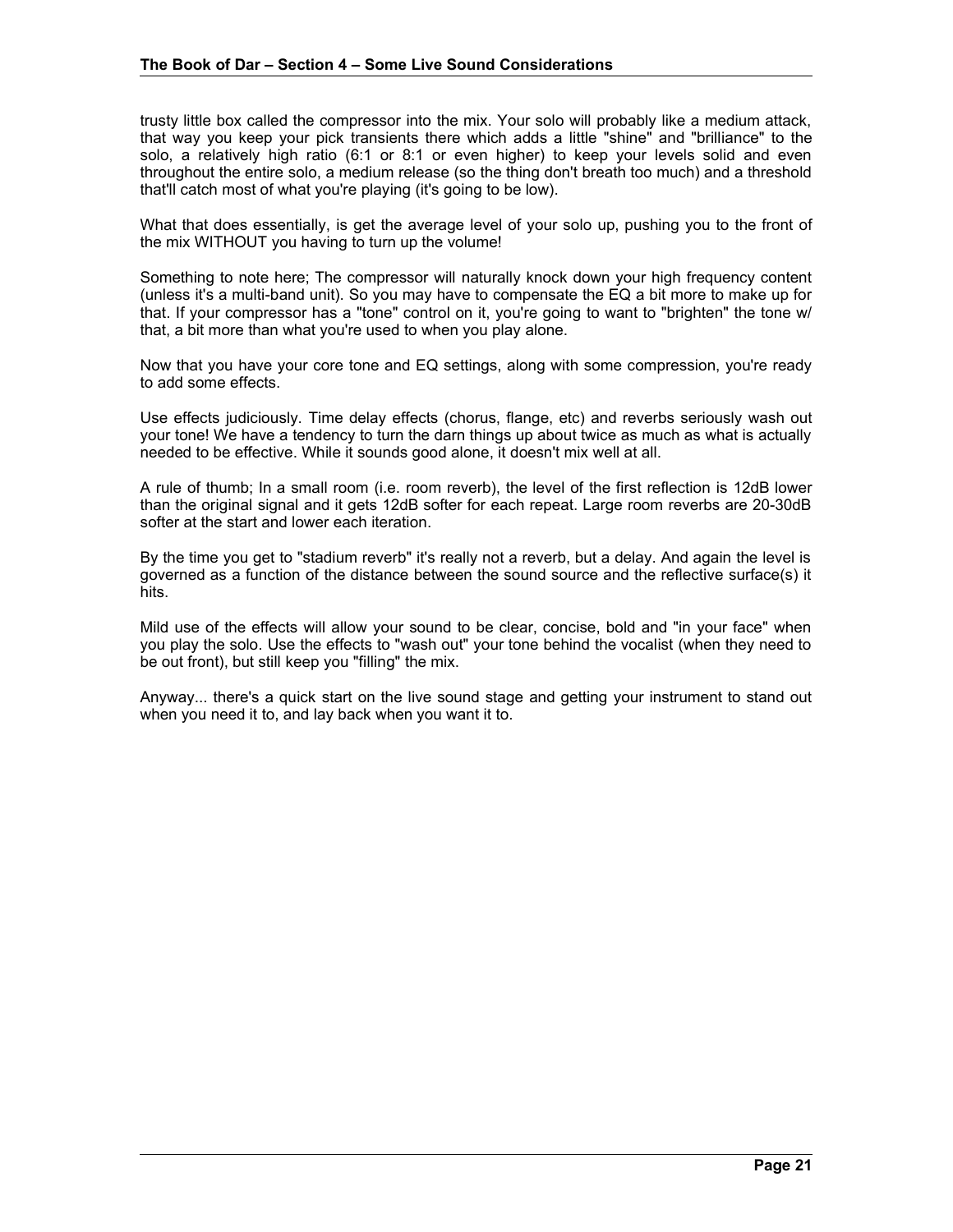trusty little box called the compressor into the mix. Your solo will probably like a medium attack, that way you keep your pick transients there which adds a little "shine" and "brilliance" to the solo, a relatively high ratio (6:1 or 8:1 or even higher) to keep your levels solid and even throughout the entire solo, a medium release (so the thing don't breath too much) and a threshold that'll catch most of what you're playing (it's going to be low).

What that does essentially, is get the average level of your solo up, pushing you to the front of the mix WITHOUT you having to turn up the volume!

Something to note here; The compressor will naturally knock down your high frequency content (unless it's a multi-band unit). So you may have to compensate the EQ a bit more to make up for that. If your compressor has a "tone" control on it, you're going to want to "brighten" the tone w/ that, a bit more than what you're used to when you play alone.

Now that you have your core tone and EQ settings, along with some compression, you're ready to add some effects.

Use effects judiciously. Time delay effects (chorus, flange, etc) and reverbs seriously wash out your tone! We have a tendency to turn the darn things up about twice as much as what is actually needed to be effective. While it sounds good alone, it doesn't mix well at all.

A rule of thumb; In a small room (i.e. room reverb), the level of the first reflection is 12dB lower than the original signal and it gets 12dB softer for each repeat. Large room reverbs are 20-30dB softer at the start and lower each iteration.

By the time you get to "stadium reverb" it's really not a reverb, but a delay. And again the level is governed as a function of the distance between the sound source and the reflective surface(s) it hits.

Mild use of the effects will allow your sound to be clear, concise, bold and "in your face" when you play the solo. Use the effects to "wash out" your tone behind the vocalist (when they need to be out front), but still keep you "filling" the mix.

Anyway... there's a quick start on the live sound stage and getting your instrument to stand out when you need it to, and lay back when you want it to.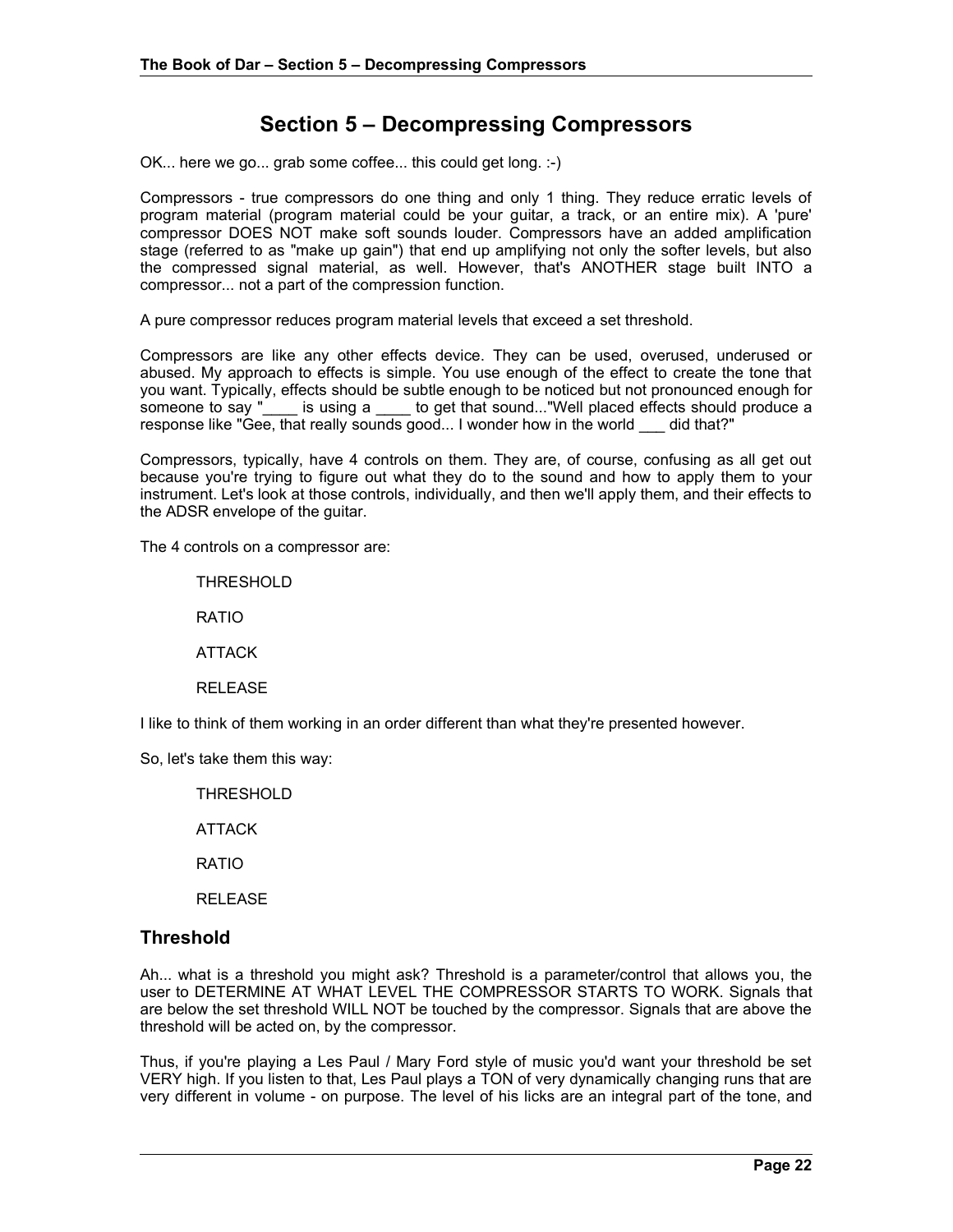# Section 5 – Decompressing Compressors

OK... here we go... grab some coffee... this could get long. :-)

Compressors - true compressors do one thing and only 1 thing. They reduce erratic levels of program material (program material could be your guitar, a track, or an entire mix). A 'pure' compressor DOES NOT make soft sounds louder. Compressors have an added amplification stage (referred to as "make up gain") that end up amplifying not only the softer levels, but also the compressed signal material, as well. However, that's ANOTHER stage built INTO a compressor... not a part of the compression function.

A pure compressor reduces program material levels that exceed a set threshold.

Compressors are like any other effects device. They can be used, overused, underused or abused. My approach to effects is simple. You use enough of the effect to create the tone that you want. Typically, effects should be subtle enough to be noticed but not pronounced enough for someone to say "____ is using a ____ to get that sound..."Well placed effects should produce a response like "Gee, that really sounds good... I wonder how in the world ___ did that?"

Compressors, typically, have 4 controls on them. They are, of course, confusing as all get out because you're trying to figure out what they do to the sound and how to apply them to your instrument. Let's look at those controls, individually, and then we'll apply them, and their effects to the ADSR envelope of the guitar.

The 4 controls on a compressor are:

THRESHOLD

RATIO

ATTACK

RELEASE

I like to think of them working in an order different than what they're presented however.

So, let's take them this way:

THRESHOLD

ATTACK

RATIO

RELEASE

## Threshold

Ah... what is a threshold you might ask? Threshold is a parameter/control that allows you, the user to DETERMINE AT WHAT LEVEL THE COMPRESSOR STARTS TO WORK. Signals that are below the set threshold WILL NOT be touched by the compressor. Signals that are above the threshold will be acted on, by the compressor.

Thus, if you're playing a Les Paul / Mary Ford style of music you'd want your threshold be set VERY high. If you listen to that, Les Paul plays a TON of very dynamically changing runs that are very different in volume - on purpose. The level of his licks are an integral part of the tone, and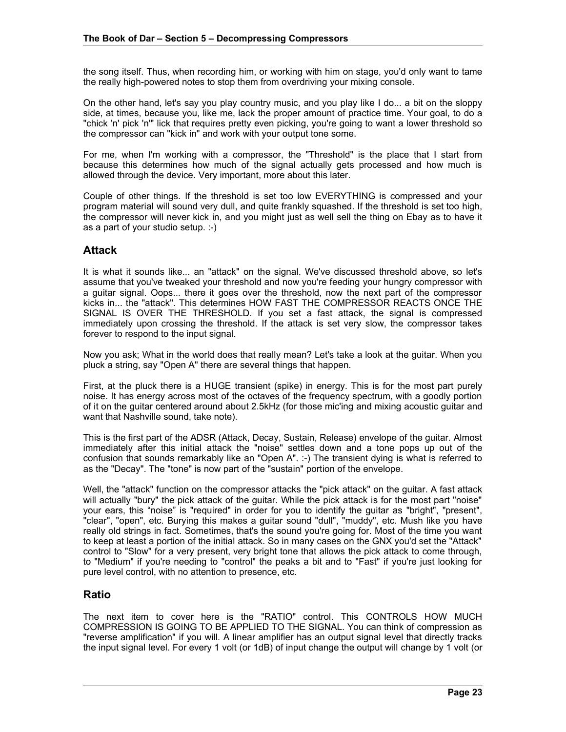the song itself. Thus, when recording him, or working with him on stage, you'd only want to tame the really high-powered notes to stop them from overdriving your mixing console.

On the other hand, let's say you play country music, and you play like I do... a bit on the sloppy side, at times, because you, like me, lack the proper amount of practice time. Your goal, to do a "chick 'n' pick 'n'" lick that requires pretty even picking, you're going to want a lower threshold so the compressor can "kick in" and work with your output tone some.

For me, when I'm working with a compressor, the "Threshold" is the place that I start from because this determines how much of the signal actually gets processed and how much is allowed through the device. Very important, more about this later.

Couple of other things. If the threshold is set too low EVERYTHING is compressed and your program material will sound very dull, and quite frankly squashed. If the threshold is set too high, the compressor will never kick in, and you might just as well sell the thing on Ebay as to have it as a part of your studio setup. :-)

## Attack

It is what it sounds like... an "attack" on the signal. We've discussed threshold above, so let's assume that you've tweaked your threshold and now you're feeding your hungry compressor with a guitar signal. Oops... there it goes over the threshold, now the next part of the compressor kicks in... the "attack". This determines HOW FAST THE COMPRESSOR REACTS ONCE THE SIGNAL IS OVER THE THRESHOLD. If you set a fast attack, the signal is compressed immediately upon crossing the threshold. If the attack is set very slow, the compressor takes forever to respond to the input signal.

Now you ask; What in the world does that really mean? Let's take a look at the guitar. When you pluck a string, say "Open A" there are several things that happen.

First, at the pluck there is a HUGE transient (spike) in energy. This is for the most part purely noise. It has energy across most of the octaves of the frequency spectrum, with a goodly portion of it on the guitar centered around about 2.5kHz (for those mic'ing and mixing acoustic guitar and want that Nashville sound, take note).

This is the first part of the ADSR (Attack, Decay, Sustain, Release) envelope of the guitar. Almost immediately after this initial attack the "noise" settles down and a tone pops up out of the confusion that sounds remarkably like an "Open A". :-) The transient dying is what is referred to as the "Decay". The "tone" is now part of the "sustain" portion of the envelope.

Well, the "attack" function on the compressor attacks the "pick attack" on the guitar. A fast attack will actually "bury" the pick attack of the guitar. While the pick attack is for the most part "noise" your ears, this "noise" is "required" in order for you to identify the guitar as "bright", "present", "clear", "open", etc. Burying this makes a guitar sound "dull", "muddy", etc. Mush like you have really old strings in fact. Sometimes, that's the sound you're going for. Most of the time you want to keep at least a portion of the initial attack. So in many cases on the GNX you'd set the "Attack" control to "Slow" for a very present, very bright tone that allows the pick attack to come through, to "Medium" if you're needing to "control" the peaks a bit and to "Fast" if you're just looking for pure level control, with no attention to presence, etc.

## Ratio

The next item to cover here is the "RATIO" control. This CONTROLS HOW MUCH COMPRESSION IS GOING TO BE APPLIED TO THE SIGNAL. You can think of compression as "reverse amplification" if you will. A linear amplifier has an output signal level that directly tracks the input signal level. For every 1 volt (or 1dB) of input change the output will change by 1 volt (or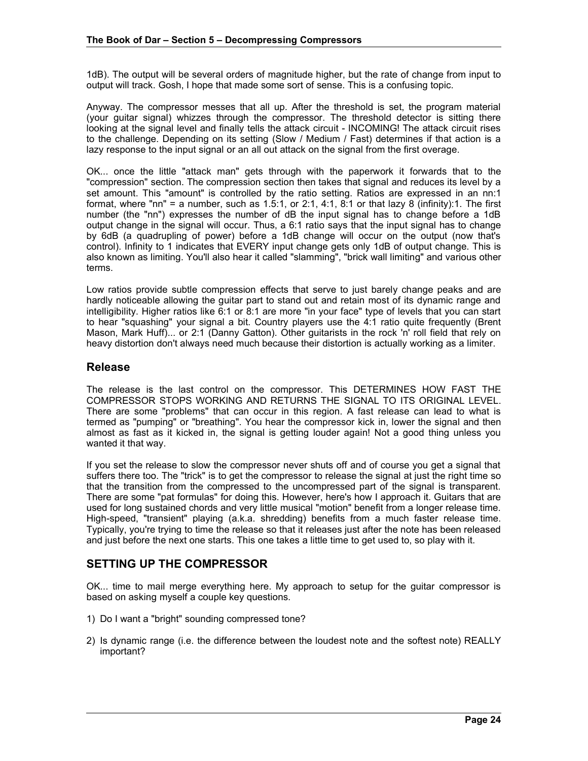1dB). The output will be several orders of magnitude higher, but the rate of change from input to output will track. Gosh, I hope that made some sort of sense. This is a confusing topic.

Anyway. The compressor messes that all up. After the threshold is set, the program material (your guitar signal) whizzes through the compressor. The threshold detector is sitting there looking at the signal level and finally tells the attack circuit - INCOMING! The attack circuit rises to the challenge. Depending on its setting (Slow / Medium / Fast) determines if that action is a lazy response to the input signal or an all out attack on the signal from the first overage.

OK... once the little "attack man" gets through with the paperwork it forwards that to the "compression" section. The compression section then takes that signal and reduces its level by a set amount. This "amount" is controlled by the ratio setting. Ratios are expressed in an nn:1 format, where "nn" = a number, such as 1.5:1, or 2:1, 4:1, 8:1 or that lazy 8 (infinity):1. The first number (the "nn") expresses the number of dB the input signal has to change before a 1dB output change in the signal will occur. Thus, a 6:1 ratio says that the input signal has to change by 6dB (a quadrupling of power) before a 1dB change will occur on the output (now that's control). Infinity to 1 indicates that EVERY input change gets only 1dB of output change. This is also known as limiting. You'll also hear it called "slamming", "brick wall limiting" and various other terms.

Low ratios provide subtle compression effects that serve to just barely change peaks and are hardly noticeable allowing the guitar part to stand out and retain most of its dynamic range and intelligibility. Higher ratios like 6:1 or 8:1 are more "in your face" type of levels that you can start to hear "squashing" your signal a bit. Country players use the 4:1 ratio quite frequently (Brent Mason, Mark Huff)... or 2:1 (Danny Gatton). Other guitarists in the rock 'n' roll field that rely on heavy distortion don't always need much because their distortion is actually working as a limiter.

## Release

The release is the last control on the compressor. This DETERMINES HOW FAST THE COMPRESSOR STOPS WORKING AND RETURNS THE SIGNAL TO ITS ORIGINAL LEVEL. There are some "problems" that can occur in this region. A fast release can lead to what is termed as "pumping" or "breathing". You hear the compressor kick in, lower the signal and then almost as fast as it kicked in, the signal is getting louder again! Not a good thing unless you wanted it that way.

If you set the release to slow the compressor never shuts off and of course you get a signal that suffers there too. The "trick" is to get the compressor to release the signal at just the right time so that the transition from the compressed to the uncompressed part of the signal is transparent. There are some "pat formulas" for doing this. However, here's how I approach it. Guitars that are used for long sustained chords and very little musical "motion" benefit from a longer release time. High-speed, "transient" playing (a.k.a. shredding) benefits from a much faster release time. Typically, you're trying to time the release so that it releases just after the note has been released and just before the next one starts. This one takes a little time to get used to, so play with it.

## SETTING UP THE COMPRESSOR

OK... time to mail merge everything here. My approach to setup for the guitar compressor is based on asking myself a couple key questions.

1) Do I want a "bright" sounding compressed tone?

2) Is dynamic range (i.e. the difference between the loudest note and the softest note) REALLY important?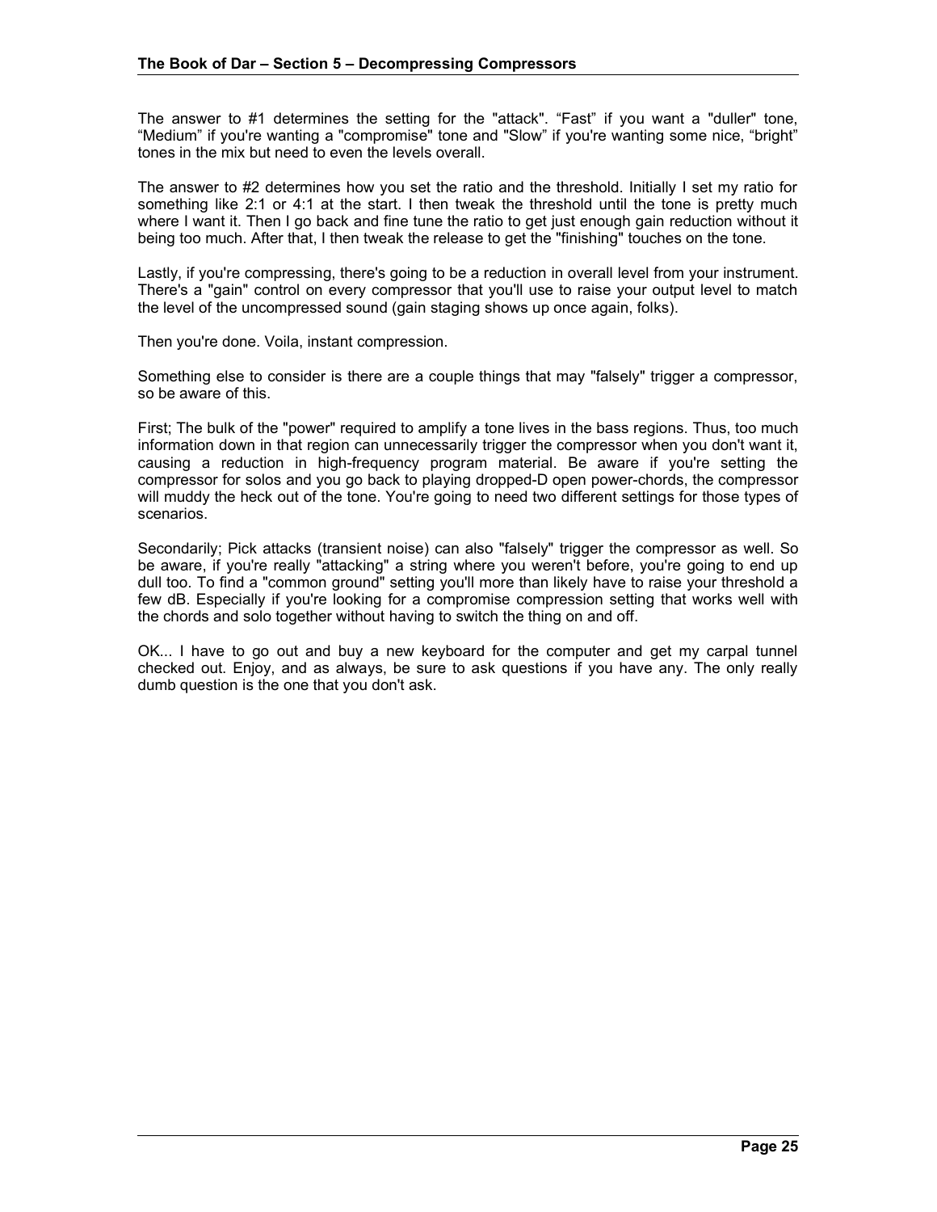The answer to #1 determines the setting for the "attack". “Fast” if you want a "duller" tone, “Medium” if you're wanting a "compromise" tone and "Slow” if you're wanting some nice, “bright” tones in the mix but need to even the levels overall.

The answer to #2 determines how you set the ratio and the threshold. Initially I set my ratio for something like 2:1 or 4:1 at the start. I then tweak the threshold until the tone is pretty much where I want it. Then I go back and fine tune the ratio to get just enough gain reduction without it being too much. After that, I then tweak the release to get the "finishing" touches on the tone.

Lastly, if you're compressing, there's going to be a reduction in overall level from your instrument. There's a "gain" control on every compressor that you'll use to raise your output level to match the level of the uncompressed sound (gain staging shows up once again, folks).

Then you're done. Voila, instant compression.

Something else to consider is there are a couple things that may "falsely" trigger a compressor, so be aware of this.

First; The bulk of the "power" required to amplify a tone lives in the bass regions. Thus, too much information down in that region can unnecessarily trigger the compressor when you don't want it, causing a reduction in high-frequency program material. Be aware if you're setting the compressor for solos and you go back to playing dropped-D open power-chords, the compressor will muddy the heck out of the tone. You're going to need two different settings for those types of scenarios.

Secondarily; Pick attacks (transient noise) can also "falsely" trigger the compressor as well. So be aware, if you're really "attacking" a string where you weren't before, you're going to end up dull too. To find a "common ground" setting you'll more than likely have to raise your threshold a few dB. Especially if you're looking for a compromise compression setting that works well with the chords and solo together without having to switch the thing on and off.

OK... I have to go out and buy a new keyboard for the computer and get my carpal tunnel checked out. Enjoy, and as always, be sure to ask questions if you have any. The only really dumb question is the one that you don't ask.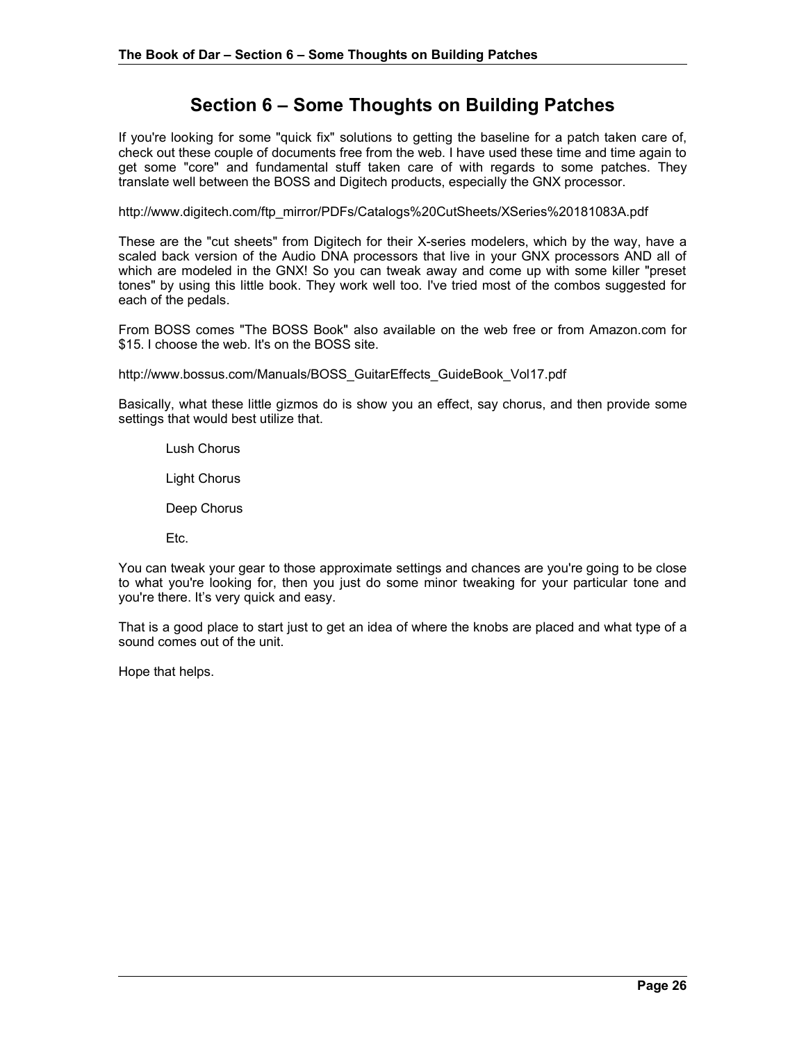# Section 6 – Some Thoughts on Building Patches

If you're looking for some "quick fix" solutions to getting the baseline for a patch taken care of, check out these couple of documents free from the web. I have used these time and time again to get some "core" and fundamental stuff taken care of with regards to some patches. They translate well between the BOSS and Digitech products, especially the GNX processor.

http://www.digitech.com/ftp_mirror/PDFs/Catalogs%20CutSheets/XSeries%20181083A.pdf

These are the "cut sheets" from Digitech for their X-series modelers, which by the way, have a scaled back version of the Audio DNA processors that live in your GNX processors AND all of which are modeled in the GNX! So you can tweak away and come up with some killer "preset tones" by using this little book. They work well too. I've tried most of the combos suggested for each of the pedals.

From BOSS comes "The BOSS Book" also available on the web free or from Amazon.com for $15. I choose the web. It's on the BOSS site.

http://www.bossus.com/Manuals/BOSS_GuitarEffects_GuideBook_Vol17.pdf

Basically, what these little gizmos do is show you an effect, say chorus, and then provide some settings that would best utilize that.

Lush Chorus

Light Chorus

Deep Chorus

Etc.

You can tweak your gear to those approximate settings and chances are you're going to be close to what you're looking for, then you just do some minor tweaking for your particular tone and you're there. It's very quick and easy.

That is a good place to start just to get an idea of where the knobs are placed and what type of a sound comes out of the unit.

Hope that helps.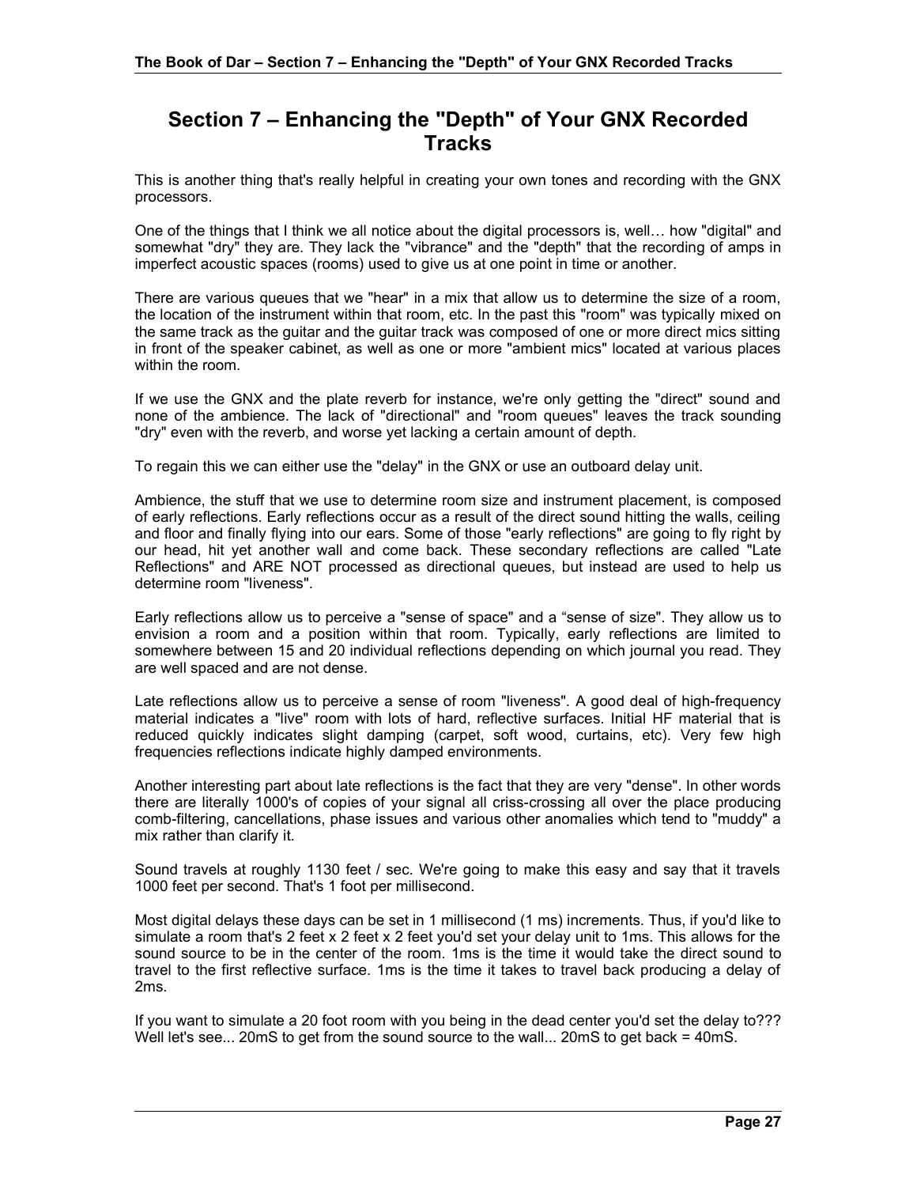# Section 7 – Enhancing the "Depth" of Your GNX Recorded Tracks

This is another thing that's really helpful in creating your own tones and recording with the GNX processors.

One of the things that I think we all notice about the digital processors is, well… how "digital" and somewhat "dry" they are. They lack the "vibrance" and the "depth" that the recording of amps in imperfect acoustic spaces (rooms) used to give us at one point in time or another.

There are various queues that we "hear" in a mix that allow us to determine the size of a room, the location of the instrument within that room, etc. In the past this "room" was typically mixed on the same track as the guitar and the guitar track was composed of one or more direct mics sitting in front of the speaker cabinet, as well as one or more "ambient mics" located at various places within the room.

If we use the GNX and the plate reverb for instance, we're only getting the "direct" sound and none of the ambience. The lack of "directional" and "room queues" leaves the track sounding "dry" even with the reverb, and worse yet lacking a certain amount of depth.

To regain this we can either use the "delay" in the GNX or use an outboard delay unit.

Ambience, the stuff that we use to determine room size and instrument placement, is composed of early reflections. Early reflections occur as a result of the direct sound hitting the walls, ceiling and floor and finally flying into our ears. Some of those "early reflections" are going to fly right by our head, hit yet another wall and come back. These secondary reflections are called "Late Reflections" and ARE NOT processed as directional queues, but instead are used to help us determine room "liveness".

Early reflections allow us to perceive a "sense of space" and a "sense of size". They allow us to envision a room and a position within that room. Typically, early reflections are limited to somewhere between 15 and 20 individual reflections depending on which journal you read. They are well spaced and are not dense.

Late reflections allow us to perceive a sense of room "liveness". A good deal of high-frequency material indicates a "live" room with lots of hard, reflective surfaces. Initial HF material that is reduced quickly indicates slight damping (carpet, soft wood, curtains, etc). Very few high frequencies reflections indicate highly damped environments.

Another interesting part about late reflections is the fact that they are very "dense". In other words there are literally 1000's of copies of your signal all criss-crossing all over the place producing comb-filtering, cancellations, phase issues and various other anomalies which tend to "muddy" a mix rather than clarify it.

Sound travels at roughly 1130 feet / sec. We're going to make this easy and say that it travels 1000 feet per second. That's 1 foot per millisecond.

Most digital delays these days can be set in 1 millisecond (1 ms) increments. Thus, if you'd like to simulate a room that's 2 feet x 2 feet x 2 feet you'd set your delay unit to 1ms. This allows for the sound source to be in the center of the room. 1ms is the time it would take the direct sound to travel to the first reflective surface. 1ms is the time it takes to travel back producing a delay of 2ms.

If you want to simulate a 20 foot room with you being in the dead center you'd set the delay to??? Well let's see... 20mS to get from the sound source to the wall... 20mS to get back = 40mS.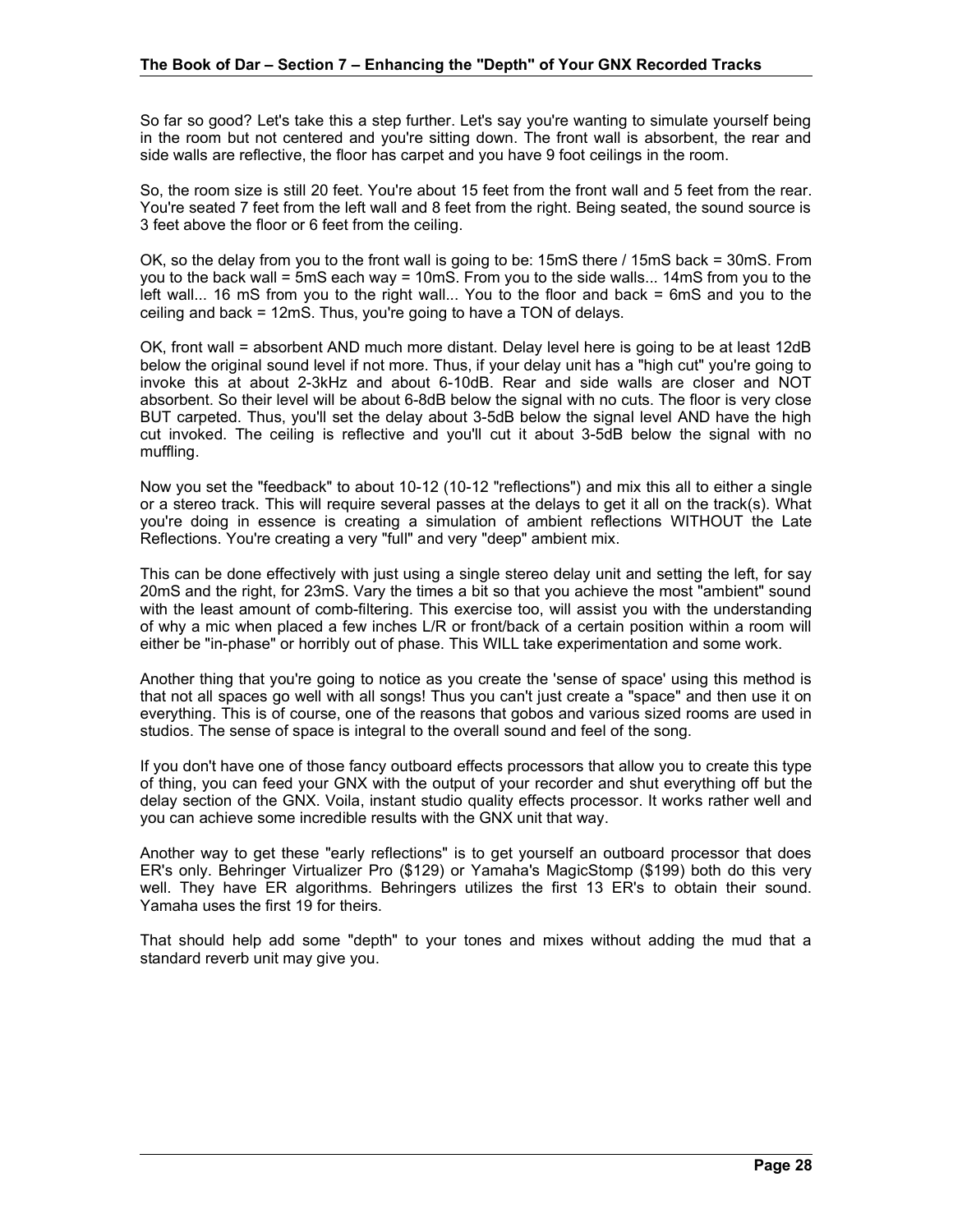So far so good? Let's take this a step further. Let's say you're wanting to simulate yourself being in the room but not centered and you're sitting down. The front wall is absorbent, the rear and side walls are reflective, the floor has carpet and you have 9 foot ceilings in the room.

So, the room size is still 20 feet. You're about 15 feet from the front wall and 5 feet from the rear. You're seated 7 feet from the left wall and 8 feet from the right. Being seated, the sound source is 3 feet above the floor or 6 feet from the ceiling.

OK, so the delay from you to the front wall is going to be: 15mS there / 15mS back = 30mS. From you to the back wall = 5mS each way = 10mS. From you to the side walls... 14mS from you to the left wall... 16 mS from you to the right wall... You to the floor and back = 6mS and you to the ceiling and back = 12mS. Thus, you're going to have a TON of delays.

OK, front wall = absorbent AND much more distant. Delay level here is going to be at least 12dB below the original sound level if not more. Thus, if your delay unit has a "high cut" you're going to invoke this at about 2-3kHz and about 6-10dB. Rear and side walls are closer and NOT absorbent. So their level will be about 6-8dB below the signal with no cuts. The floor is very close BUT carpeted. Thus, you'll set the delay about 3-5dB below the signal level AND have the high cut invoked. The ceiling is reflective and you'll cut it about 3-5dB below the signal with no muffling.

Now you set the "feedback" to about 10-12 (10-12 "reflections") and mix this all to either a single or a stereo track. This will require several passes at the delays to get it all on the track(s). What you're doing in essence is creating a simulation of ambient reflections WITHOUT the Late Reflections. You're creating a very "full" and very "deep" ambient mix.

This can be done effectively with just using a single stereo delay unit and setting the left, for say 20mS and the right, for 23mS. Vary the times a bit so that you achieve the most "ambient" sound with the least amount of comb-filtering. This exercise too, will assist you with the understanding of why a mic when placed a few inches L/R or front/back of a certain position within a room will either be "in-phase" or horribly out of phase. This WILL take experimentation and some work.

Another thing that you're going to notice as you create the 'sense of space' using this method is that not all spaces go well with all songs! Thus you can't just create a "space" and then use it on everything. This is of course, one of the reasons that gobos and various sized rooms are used in studios. The sense of space is integral to the overall sound and feel of the song.

If you don't have one of those fancy outboard effects processors that allow you to create this type of thing, you can feed your GNX with the output of your recorder and shut everything off but the delay section of the GNX. Voila, instant studio quality effects processor. It works rather well and you can achieve some incredible results with the GNX unit that way.

Another way to get these "early reflections" is to get yourself an outboard processor that does ER's only. Behringer Virtualizer Pro ($129) or Yamaha's MagicStomp ($199) both do this very well. They have ER algorithms. Behringers utilizes the first 13 ER's to obtain their sound. Yamaha uses the first 19 for theirs.

That should help add some "depth" to your tones and mixes without adding the mud that a standard reverb unit may give you.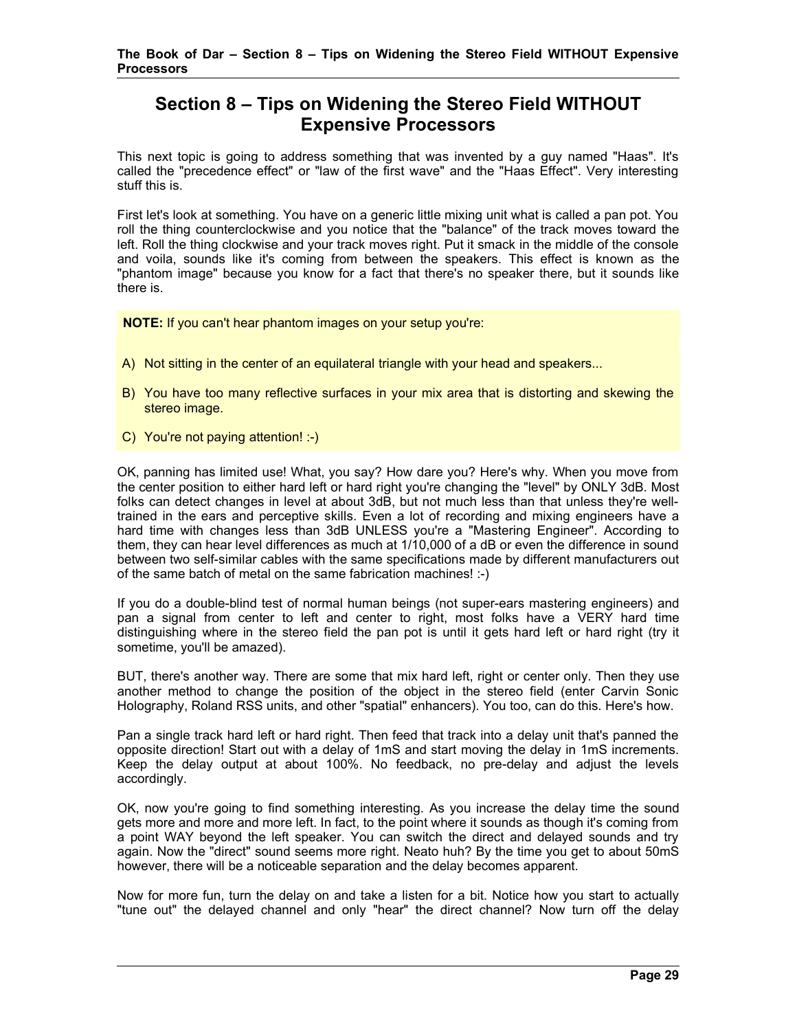# Section 8 – Tips on Widening the Stereo Field WITHOUT Expensive Processors

This next topic is going to address something that was invented by a guy named "Haas". It's called the "precedence effect" or "law of the first wave" and the "Haas Effect". Very interesting stuff this is.

First let's look at something. You have on a generic little mixing unit what is called a pan pot. You roll the thing counterclockwise and you notice that the "balance" of the track moves toward the left. Roll the thing clockwise and your track moves right. Put it smack in the middle of the console and voila, sounds like it's coming from between the speakers. This effect is known as the "phantom image" because you know for a fact that there's no speaker there, but it sounds like there is.

> **NOTE:** If you can't hear phantom images on your setup you're:
>
> A) Not sitting in the center of an equilateral triangle with your head and speakers...
>
> B) You have too many reflective surfaces in your mix area that is distorting and skewing the stereo image.
>
> C) You're not paying attention! :-)

OK, panning has limited use! What, you say? How dare you? Here's why. When you move from the center position to either hard left or hard right you're changing the "level" by ONLY 3dB. Most folks can detect changes in level at about 3dB, but not much less than that unless they're well-trained in the ears and perceptive skills. Even a lot of recording and mixing engineers have a hard time with changes less than 3dB UNLESS you're a "Mastering Engineer". According to them, they can hear level differences as much at 1/10,000 of a dB or even the difference in sound between two self-similar cables with the same specifications made by different manufacturers out of the same batch of metal on the same fabrication machines! :-)

If you do a double-blind test of normal human beings (not super-ears mastering engineers) and pan a signal from center to left and center to right, most folks have a VERY hard time distinguishing where in the stereo field the pan pot is until it gets hard left or hard right (try it sometime, you'll be amazed).

BUT, there's another way. There are some that mix hard left, right or center only. Then they use another method to change the position of the object in the stereo field (enter Carvin Sonic Holography, Roland RSS units, and other "spatial" enhancers). You too, can do this. Here's how.

Pan a single track hard left or hard right. Then feed that track into a delay unit that's panned the opposite direction! Start out with a delay of 1mS and start moving the delay in 1mS increments. Keep the delay output at about 100%. No feedback, no pre-delay and adjust the levels accordingly.

OK, now you're going to find something interesting. As you increase the delay time the sound gets more and more and more left. In fact, to the point where it sounds as though it's coming from a point WAY beyond the left speaker. You can switch the direct and delayed sounds and try again. Now the "direct" sound seems more right. Neato huh? By the time you get to about 50mS however, there will be a noticeable separation and the delay becomes apparent.

Now for more fun, turn the delay on and take a listen for a bit. Notice how you start to actually "tune out" the delayed channel and only "hear" the direct channel? Now turn off the delay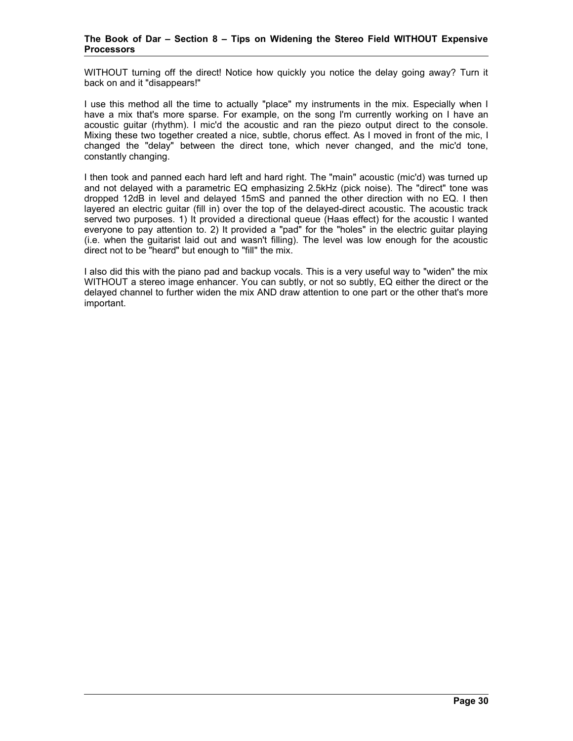WITHOUT turning off the direct! Notice how quickly you notice the delay going away? Turn it back on and it "disappears!"

I use this method all the time to actually "place" my instruments in the mix. Especially when I have a mix that's more sparse. For example, on the song I'm currently working on I have an acoustic guitar (rhythm). I mic'd the acoustic and ran the piezo output direct to the console. Mixing these two together created a nice, subtle, chorus effect. As I moved in front of the mic, I changed the "delay" between the direct tone, which never changed, and the mic'd tone, constantly changing.

I then took and panned each hard left and hard right. The "main" acoustic (mic'd) was turned up and not delayed with a parametric EQ emphasizing 2.5kHz (pick noise). The "direct" tone was dropped 12dB in level and delayed 15mS and panned the other direction with no EQ. I then layered an electric guitar (fill in) over the top of the delayed-direct acoustic. The acoustic track served two purposes. 1) It provided a directional queue (Haas effect) for the acoustic I wanted everyone to pay attention to. 2) It provided a "pad" for the "holes" in the electric guitar playing (i.e. when the guitarist laid out and wasn't filling). The level was low enough for the acoustic direct not to be "heard" but enough to "fill" the mix.

I also did this with the piano pad and backup vocals. This is a very useful way to "widen" the mix WITHOUT a stereo image enhancer. You can subtly, or not so subtly, EQ either the direct or the delayed channel to further widen the mix AND draw attention to one part or the other that's more important.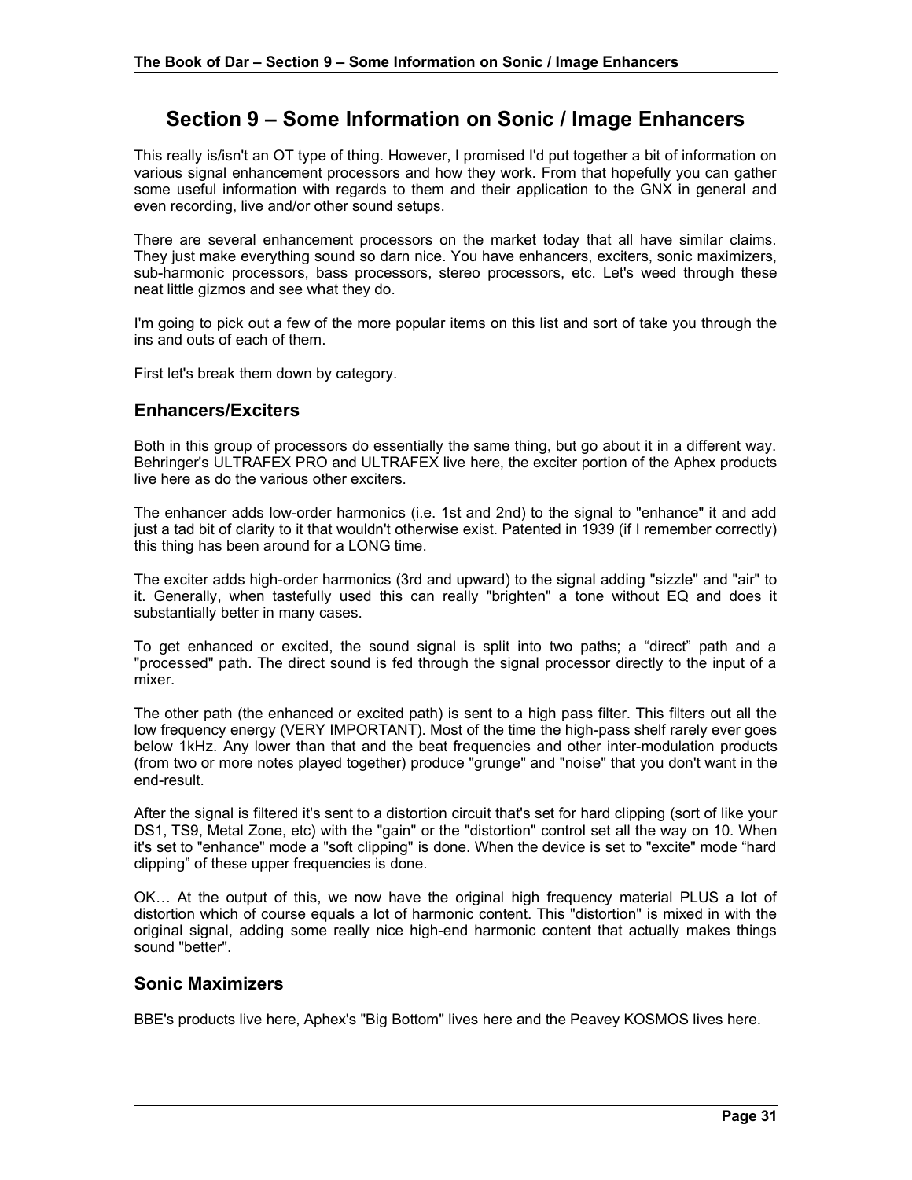# Section 9 – Some Information on Sonic / Image Enhancers

This really is/isn't an OT type of thing. However, I promised I'd put together a bit of information on various signal enhancement processors and how they work. From that hopefully you can gather some useful information with regards to them and their application to the GNX in general and even recording, live and/or other sound setups.

There are several enhancement processors on the market today that all have similar claims. They just make everything sound so darn nice. You have enhancers, exciters, sonic maximizers, sub-harmonic processors, bass processors, stereo processors, etc. Let's weed through these neat little gizmos and see what they do.

I'm going to pick out a few of the more popular items on this list and sort of take you through the ins and outs of each of them.

First let's break them down by category.

## Enhancers/Exciters

Both in this group of processors do essentially the same thing, but go about it in a different way. Behringer's ULTRAFEX PRO and ULTRAFEX live here, the exciter portion of the Aphex products live here as do the various other exciters.

The enhancer adds low-order harmonics (i.e. 1st and 2nd) to the signal to "enhance" it and add just a tad bit of clarity to it that wouldn't otherwise exist. Patented in 1939 (if I remember correctly) this thing has been around for a LONG time.

The exciter adds high-order harmonics (3rd and upward) to the signal adding "sizzle" and "air" to it. Generally, when tastefully used this can really "brighten" a tone without EQ and does it substantially better in many cases.

To get enhanced or excited, the sound signal is split into two paths; a “direct” path and a "processed" path. The direct sound is fed through the signal processor directly to the input of a mixer.

The other path (the enhanced or excited path) is sent to a high pass filter. This filters out all the low frequency energy (VERY IMPORTANT). Most of the time the high-pass shelf rarely ever goes below 1kHz. Any lower than that and the beat frequencies and other inter-modulation products (from two or more notes played together) produce "grunge" and "noise" that you don't want in the end-result.

After the signal is filtered it's sent to a distortion circuit that's set for hard clipping (sort of like your DS1, TS9, Metal Zone, etc) with the "gain" or the "distortion" control set all the way on 10. When it's set to "enhance" mode a "soft clipping" is done. When the device is set to "excite" mode “hard clipping” of these upper frequencies is done.

OK… At the output of this, we now have the original high frequency material PLUS a lot of distortion which of course equals a lot of harmonic content. This "distortion" is mixed in with the original signal, adding some really nice high-end harmonic content that actually makes things sound "better".

## Sonic Maximizers

BBE's products live here, Aphex's "Big Bottom" lives here and the Peavey KOSMOS lives here.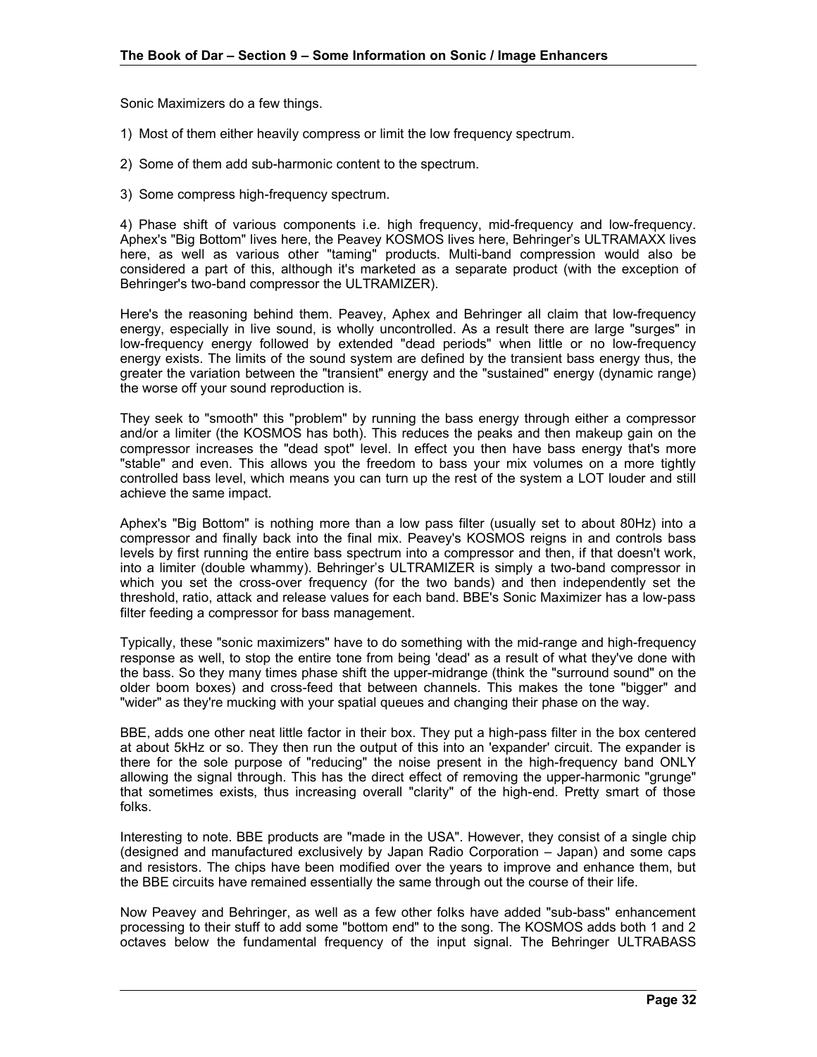Sonic Maximizers do a few things.

1) Most of them either heavily compress or limit the low frequency spectrum.

2) Some of them add sub-harmonic content to the spectrum.

3) Some compress high-frequency spectrum.

4) Phase shift of various components i.e. high frequency, mid-frequency and low-frequency. Aphex's "Big Bottom" lives here, the Peavey KOSMOS lives here, Behringer's ULTRAMAXX lives here, as well as various other "taming" products. Multi-band compression would also be considered a part of this, although it's marketed as a separate product (with the exception of Behringer's two-band compressor the ULTRAMIZER).

Here's the reasoning behind them. Peavey, Aphex and Behringer all claim that low-frequency energy, especially in live sound, is wholly uncontrolled. As a result there are large "surges" in low-frequency energy followed by extended "dead periods" when little or no low-frequency energy exists. The limits of the sound system are defined by the transient bass energy thus, the greater the variation between the "transient" energy and the "sustained" energy (dynamic range) the worse off your sound reproduction is.

They seek to "smooth" this "problem" by running the bass energy through either a compressor and/or a limiter (the KOSMOS has both). This reduces the peaks and then makeup gain on the compressor increases the "dead spot" level. In effect you then have bass energy that's more "stable" and even. This allows you the freedom to bass your mix volumes on a more tightly controlled bass level, which means you can turn up the rest of the system a LOT louder and still achieve the same impact.

Aphex's "Big Bottom" is nothing more than a low pass filter (usually set to about 80Hz) into a compressor and finally back into the final mix. Peavey's KOSMOS reigns in and controls bass levels by first running the entire bass spectrum into a compressor and then, if that doesn't work, into a limiter (double whammy). Behringer's ULTRAMIZER is simply a two-band compressor in which you set the cross-over frequency (for the two bands) and then independently set the threshold, ratio, attack and release values for each band. BBE's Sonic Maximizer has a low-pass filter feeding a compressor for bass management.

Typically, these "sonic maximizers" have to do something with the mid-range and high-frequency response as well, to stop the entire tone from being 'dead' as a result of what they've done with the bass. So they many times phase shift the upper-midrange (think the "surround sound" on the older boom boxes) and cross-feed that between channels. This makes the tone "bigger" and "wider" as they're mucking with your spatial queues and changing their phase on the way.

BBE, adds one other neat little factor in their box. They put a high-pass filter in the box centered at about 5kHz or so. They then run the output of this into an 'expander' circuit. The expander is there for the sole purpose of "reducing" the noise present in the high-frequency band ONLY allowing the signal through. This has the direct effect of removing the upper-harmonic "grunge" that sometimes exists, thus increasing overall "clarity" of the high-end. Pretty smart of those folks.

Interesting to note. BBE products are "made in the USA". However, they consist of a single chip (designed and manufactured exclusively by Japan Radio Corporation – Japan) and some caps and resistors. The chips have been modified over the years to improve and enhance them, but the BBE circuits have remained essentially the same through out the course of their life.

Now Peavey and Behringer, as well as a few other folks have added "sub-bass" enhancement processing to their stuff to add some "bottom end" to the song. The KOSMOS adds both 1 and 2 octaves below the fundamental frequency of the input signal. The Behringer ULTRABASS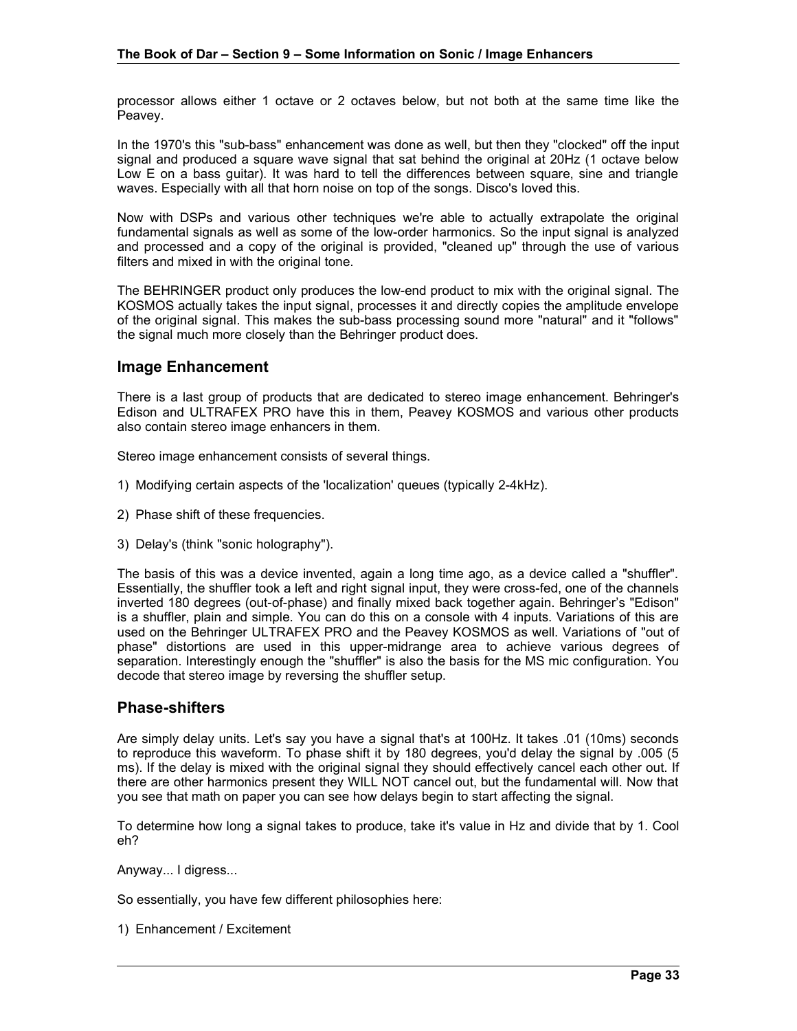processor allows either 1 octave or 2 octaves below, but not both at the same time like the Peavey.

In the 1970's this "sub-bass" enhancement was done as well, but then they "clocked" off the input signal and produced a square wave signal that sat behind the original at 20Hz (1 octave below Low E on a bass guitar). It was hard to tell the differences between square, sine and triangle waves. Especially with all that horn noise on top of the songs. Disco's loved this.

Now with DSPs and various other techniques we're able to actually extrapolate the original fundamental signals as well as some of the low-order harmonics. So the input signal is analyzed and processed and a copy of the original is provided, "cleaned up" through the use of various filters and mixed in with the original tone.

The BEHRINGER product only produces the low-end product to mix with the original signal. The KOSMOS actually takes the input signal, processes it and directly copies the amplitude envelope of the original signal. This makes the sub-bass processing sound more "natural" and it "follows" the signal much more closely than the Behringer product does.

## Image Enhancement

There is a last group of products that are dedicated to stereo image enhancement. Behringer's Edison and ULTRAFEX PRO have this in them, Peavey KOSMOS and various other products also contain stereo image enhancers in them.

Stereo image enhancement consists of several things.

1) Modifying certain aspects of the 'localization' queues (typically 2-4kHz).

2) Phase shift of these frequencies.

3) Delay's (think "sonic holography").

The basis of this was a device invented, again a long time ago, as a device called a "shuffler". Essentially, the shuffler took a left and right signal input, they were cross-fed, one of the channels inverted 180 degrees (out-of-phase) and finally mixed back together again. Behringer's "Edison" is a shuffler, plain and simple. You can do this on a console with 4 inputs. Variations of this are used on the Behringer ULTRAFEX PRO and the Peavey KOSMOS as well. Variations of "out of phase" distortions are used in this upper-midrange area to achieve various degrees of separation. Interestingly enough the "shuffler" is also the basis for the MS mic configuration. You decode that stereo image by reversing the shuffler setup.

## Phase-shifters

Are simply delay units. Let's say you have a signal that's at 100Hz. It takes .01 (10ms) seconds to reproduce this waveform. To phase shift it by 180 degrees, you'd delay the signal by .005 (5 ms). If the delay is mixed with the original signal they should effectively cancel each other out. If there are other harmonics present they WILL NOT cancel out, but the fundamental will. Now that you see that math on paper you can see how delays begin to start affecting the signal.

To determine how long a signal takes to produce, take it's value in Hz and divide that by 1. Cool eh?

Anyway... I digress...

So essentially, you have few different philosophies here:

1) Enhancement / Excitement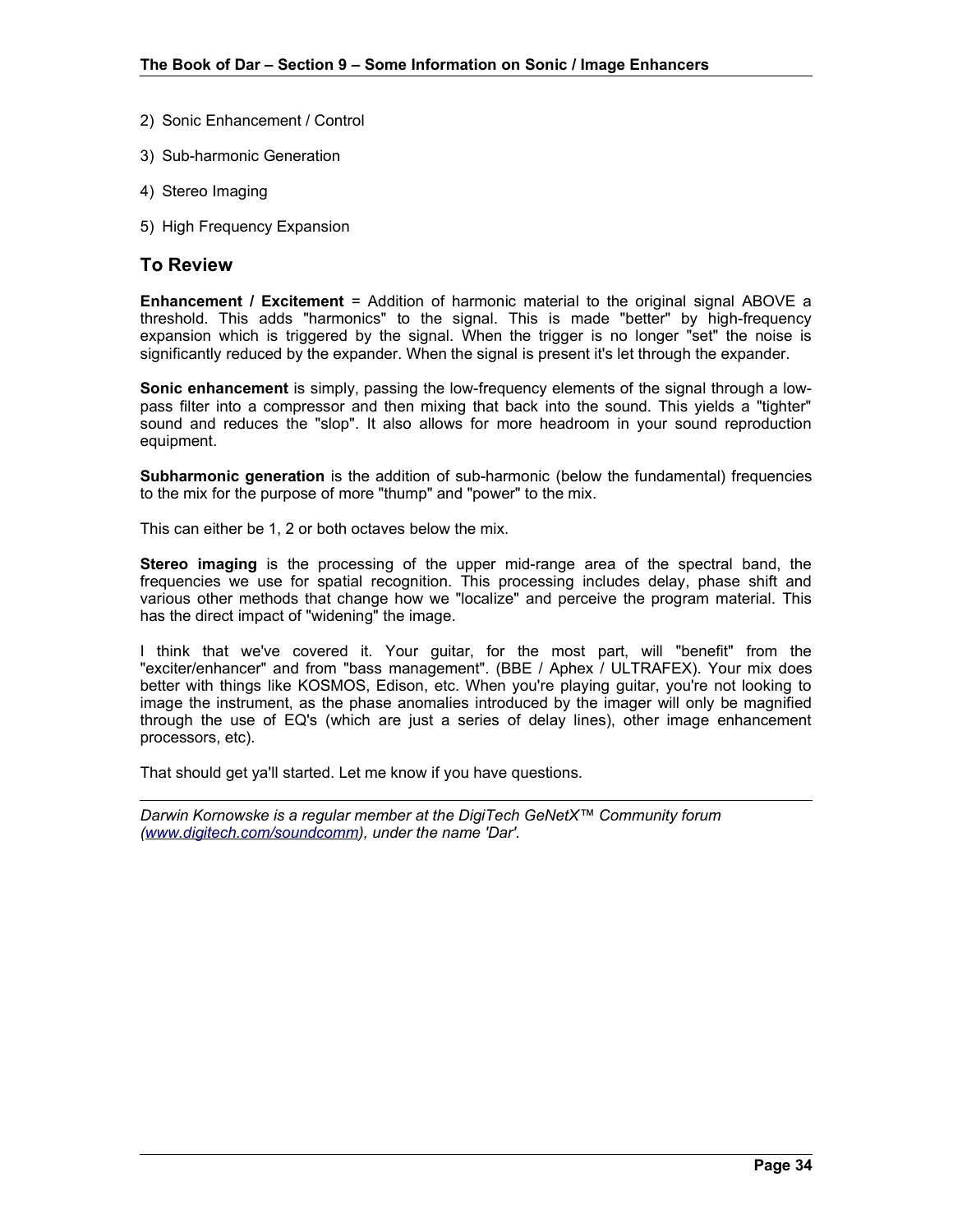2) Sonic Enhancement / Control

3) Sub-harmonic Generation

4) Stereo Imaging

5) High Frequency Expansion

## To Review

**Enhancement / Excitement** = Addition of harmonic material to the original signal ABOVE a threshold. This adds "harmonics" to the signal. This is made "better" by high-frequency expansion which is triggered by the signal. When the trigger is no longer "set" the noise is significantly reduced by the expander. When the signal is present it's let through the expander.

**Sonic enhancement** is simply, passing the low-frequency elements of the signal through a low-pass filter into a compressor and then mixing that back into the sound. This yields a "tighter" sound and reduces the "slop". It also allows for more headroom in your sound reproduction equipment.

**Subharmonic generation** is the addition of sub-harmonic (below the fundamental) frequencies to the mix for the purpose of more "thump" and "power" to the mix.

This can either be 1, 2 or both octaves below the mix.

**Stereo imaging** is the processing of the upper mid-range area of the spectral band, the frequencies we use for spatial recognition. This processing includes delay, phase shift and various other methods that change how we "localize" and perceive the program material. This has the direct impact of "widening" the image.

I think that we've covered it. Your guitar, for the most part, will "benefit" from the "exciter/enhancer" and from "bass management". (BBE / Aphex / ULTRAFEX). Your mix does better with things like KOSMOS, Edison, etc. When you're playing guitar, you're not looking to image the instrument, as the phase anomalies introduced by the imager will only be magnified through the use of EQ's (which are just a series of delay lines), other image enhancement processors, etc).

That should get ya'll started. Let me know if you have questions.

---

*Darwin Kornowske is a regular member at the DigiTech GeNetX™ Community forum ([www.digitech.com/soundcomm](www.digitech.com/soundcomm)), under the name 'Dar'.*